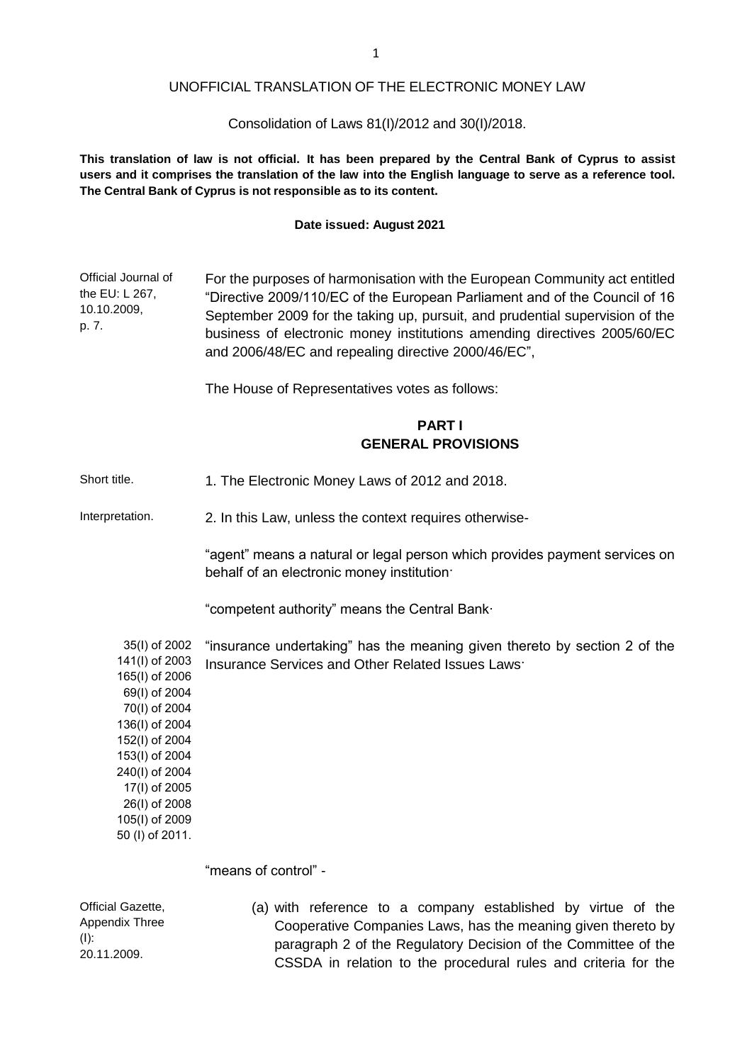UNOFFICIAL TRANSLATION OF THE ELECTRONIC MONEY LAW

Consolidation of Laws 81(I)/2012 and 30(I)/2018.

**This translation of law is not official. It has been prepared by the Central Bank of Cyprus to assist users and it comprises the translation of the law into the English language to serve as a reference tool. The Central Bank of Cyprus is not responsible as to its content.**

**Date issued: August 2021**

Official Journal of the EU: L 267, 10.10.2009, p. 7.

For the purposes of harmonisation with the European Community act entitled "Directive 2009/110/EC of the European Parliament and of the Council of 16 September 2009 for the taking up, pursuit, and prudential supervision of the business of electronic money institutions amending directives 2005/60/EC and 2006/48/EC and repealing directive 2000/46/EC",

The House of Representatives votes as follows:

## PART I
## GENERAL PROVISIONS

Short title.

1. The Electronic Money Laws of 2012 and 2018.

Interpretation.

2. In this Law, unless the context requires otherwise-

"agent" means a natural or legal person which provides payment services on behalf of an electronic money institution·

"competent authority" means the Central Bank·

35(I) of 2002
141(I) of 2003
165(I) of 2006
69(I) of 2004
70(I) of 2004
136(I) of 2004
152(I) of 2004
153(I) of 2004
240(I) of 2004
17(I) of 2005
26(I) of 2008
105(I) of 2009
50 (I) of 2011.

"insurance undertaking" has the meaning given thereto by section 2 of the Insurance Services and Other Related Issues Laws·

"means of control" -

Official Gazette, Appendix Three (I): 20.11.2009.

(a) with reference to a company established by virtue of the Cooperative Companies Laws, has the meaning given thereto by paragraph 2 of the Regulatory Decision of the Committee of the CSSDA in relation to the procedural rules and criteria for the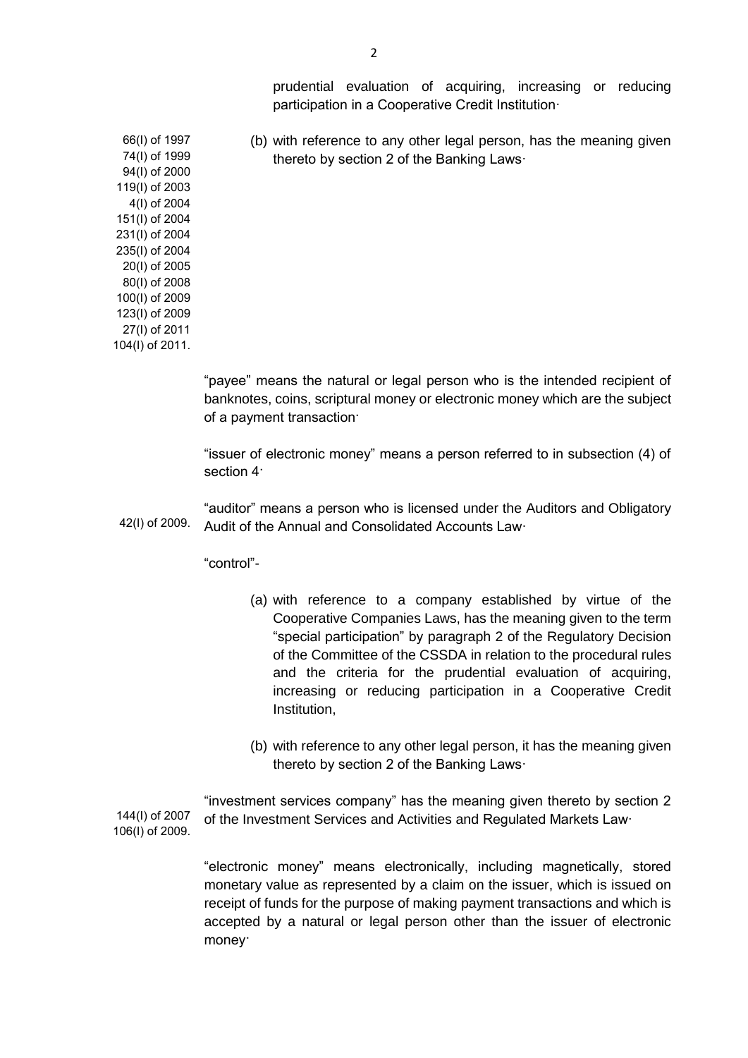prudential evaluation of acquiring, increasing or reducing participation in a Cooperative Credit Institution·

66(I) of 1997
74(I) of 1999
94(I) of 2000
119(I) of 2003
4(I) of 2004
151(I) of 2004
231(I) of 2004
235(I) of 2004
20(I) of 2005
80(I) of 2008
100(I) of 2009
123(I) of 2009
27(I) of 2011
104(I) of 2011.

(b) with reference to any other legal person, has the meaning given thereto by section 2 of the Banking Laws·

"payee" means the natural or legal person who is the intended recipient of banknotes, coins, scriptural money or electronic money which are the subject of a payment transaction·

"issuer of electronic money" means a person referred to in subsection (4) of section 4·

42(I) of 2009.

"auditor" means a person who is licensed under the Auditors and Obligatory Audit of the Annual and Consolidated Accounts Law·

"control"-

(a) with reference to a company established by virtue of the Cooperative Companies Laws, has the meaning given to the term "special participation" by paragraph 2 of the Regulatory Decision of the Committee of the CSSDA in relation to the procedural rules and the criteria for the prudential evaluation of acquiring, increasing or reducing participation in a Cooperative Credit Institution,

(b) with reference to any other legal person, it has the meaning given thereto by section 2 of the Banking Laws·

144(I) of 2007
106(I) of 2009.

"investment services company" has the meaning given thereto by section 2 of the Investment Services and Activities and Regulated Markets Law·

"electronic money" means electronically, including magnetically, stored monetary value as represented by a claim on the issuer, which is issued on receipt of funds for the purpose of making payment transactions and which is accepted by a natural or legal person other than the issuer of electronic money·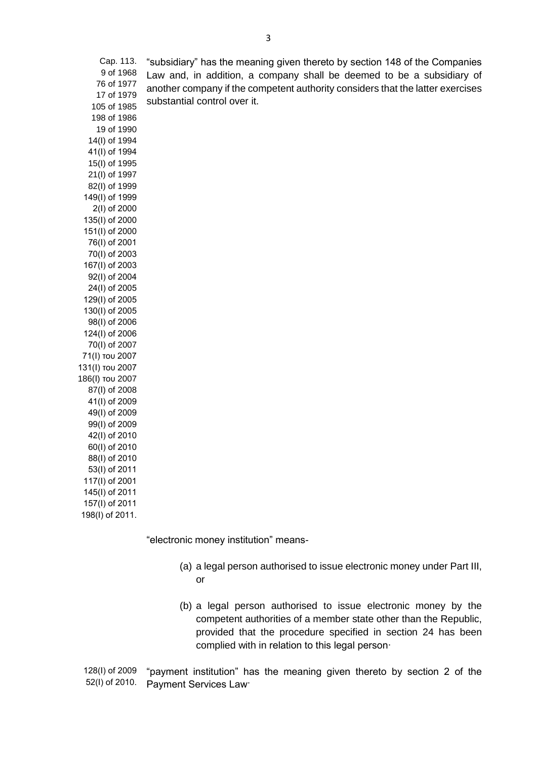Cap. 113.
9 of 1968
76 of 1977
17 of 1979
105 of 1985
198 of 1986
19 of 1990
14(I) of 1994
41(I) of 1994
15(I) of 1995
21(I) of 1997
82(I) of 1999
149(I) of 1999
2(I) of 2000
135(I) of 2000
151(I) of 2000
76(I) of 2001
70(I) of 2003
167(I) of 2003
92(I) of 2004
24(I) of 2005
129(I) of 2005
130(I) of 2005
98(I) of 2006
124(I) of 2006
70(I) of 2007
71(I) του 2007
131(I) του 2007
186(I) του 2007
87(I) of 2008
41(I) of 2009
49(I) of 2009
99(I) of 2009
42(I) of 2010
60(I) of 2010
88(I) of 2010
53(I) of 2011
117(I) of 2001
145(I) of 2011
157(I) of 2011
198(I) of 2011.

"subsidiary" has the meaning given thereto by section 148 of the Companies Law and, in addition, a company shall be deemed to be a subsidiary of another company if the competent authority considers that the latter exercises substantial control over it.

"electronic money institution" means-

(a) a legal person authorised to issue electronic money under Part III, or

(b) a legal person authorised to issue electronic money by the competent authorities of a member state other than the Republic, provided that the procedure specified in section 24 has been complied with in relation to this legal person·

128(I) of 2009
52(I) of 2010.

"payment institution" has the meaning given thereto by section 2 of the Payment Services Law·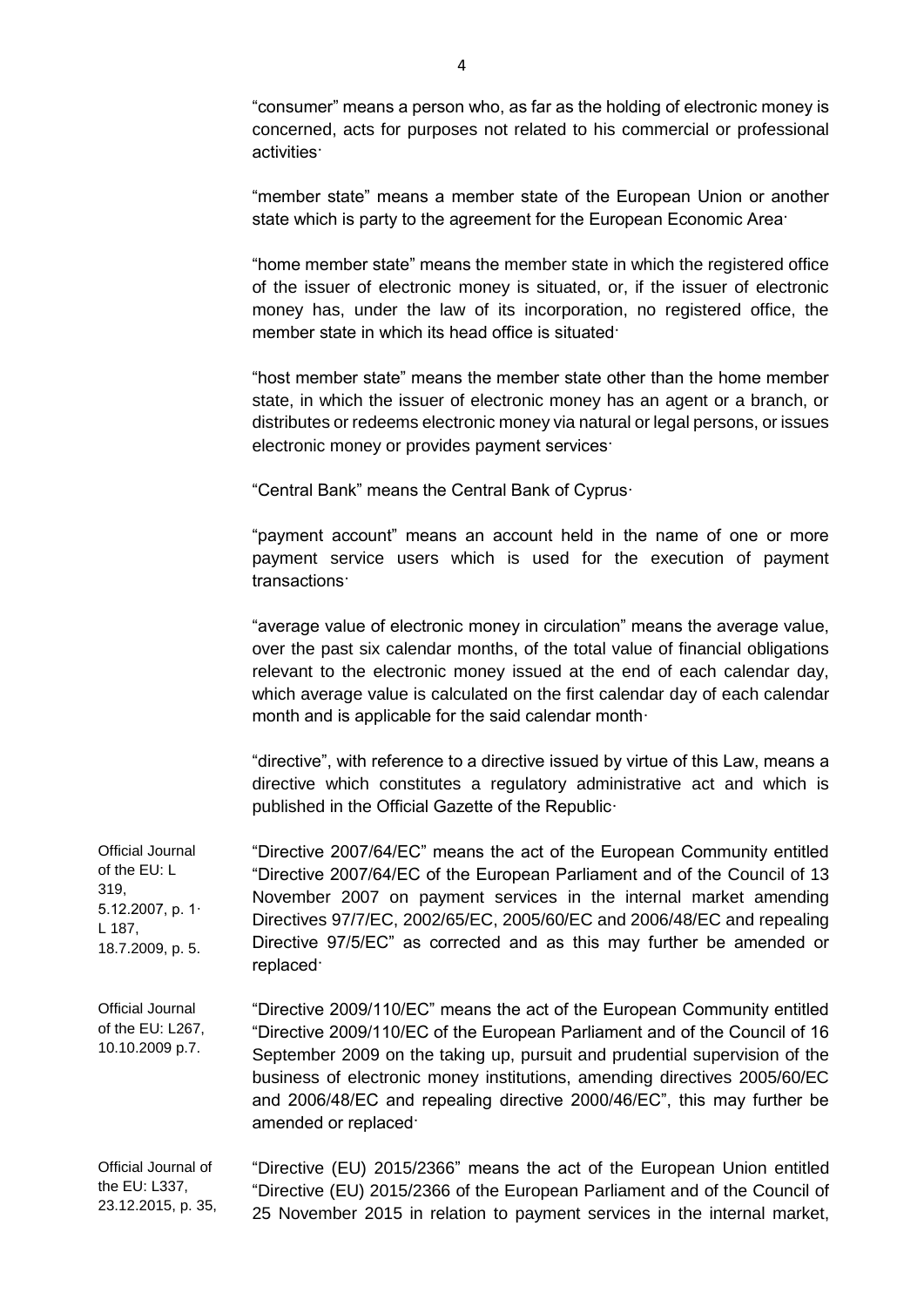"consumer" means a person who, as far as the holding of electronic money is concerned, acts for purposes not related to his commercial or professional activities·

"member state" means a member state of the European Union or another state which is party to the agreement for the European Economic Area·

"home member state" means the member state in which the registered office of the issuer of electronic money is situated, or, if the issuer of electronic money has, under the law of its incorporation, no registered office, the member state in which its head office is situated·

"host member state" means the member state other than the home member state, in which the issuer of electronic money has an agent or a branch, or distributes or redeems electronic money via natural or legal persons, or issues electronic money or provides payment services·

"Central Bank" means the Central Bank of Cyprus·

"payment account" means an account held in the name of one or more payment service users which is used for the execution of payment transactions·

"average value of electronic money in circulation" means the average value, over the past six calendar months, of the total value of financial obligations relevant to the electronic money issued at the end of each calendar day, which average value is calculated on the first calendar day of each calendar month and is applicable for the said calendar month·

"directive", with reference to a directive issued by virtue of this Law, means a directive which constitutes a regulatory administrative act and which is published in the Official Gazette of the Republic·

Official Journal of the EU: L 319, 5.12.2007, p. 1· L 187, 18.7.2009, p. 5.

"Directive 2007/64/EC" means the act of the European Community entitled "Directive 2007/64/EC of the European Parliament and of the Council of 13 November 2007 on payment services in the internal market amending Directives 97/7/EC, 2002/65/EC, 2005/60/EC and 2006/48/EC and repealing Directive 97/5/EC" as corrected and as this may further be amended or replaced·

Official Journal of the EU: L267, 10.10.2009 p.7.

"Directive 2009/110/EC" means the act of the European Community entitled "Directive 2009/110/EC of the European Parliament and of the Council of 16 September 2009 on the taking up, pursuit and prudential supervision of the business of electronic money institutions, amending directives 2005/60/EC and 2006/48/EC and repealing directive 2000/46/EC", this may further be amended or replaced·

Official Journal of the EU: L337, 23.12.2015, p. 35,

"Directive (EU) 2015/2366" means the act of the European Union entitled "Directive (EU) 2015/2366 of the European Parliament and of the Council of 25 November 2015 in relation to payment services in the internal market,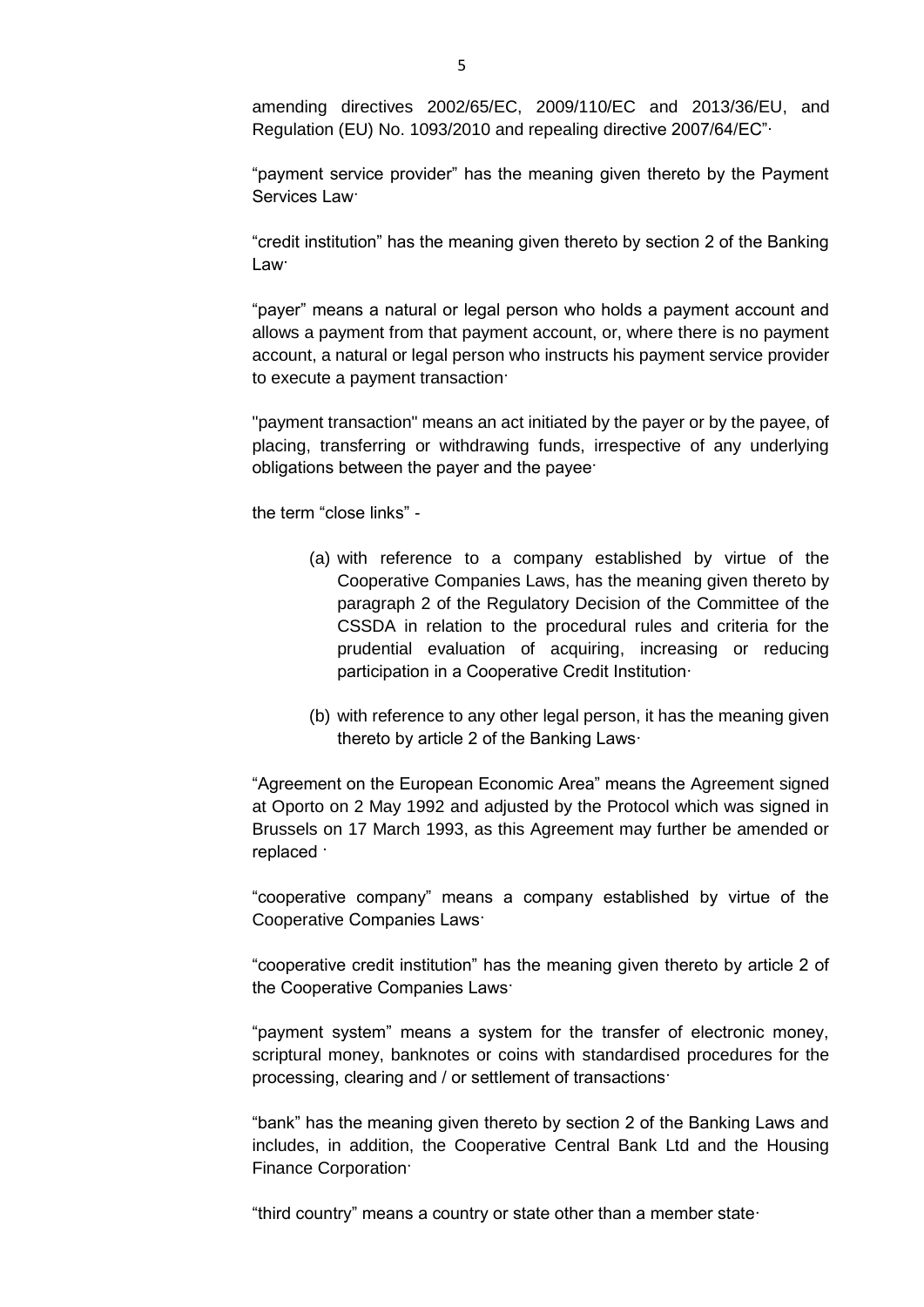amending directives 2002/65/EC, 2009/110/EC and 2013/36/EU, and Regulation (EU) No. 1093/2010 and repealing directive 2007/64/EC"·

"payment service provider" has the meaning given thereto by the Payment Services Law·

"credit institution" has the meaning given thereto by section 2 of the Banking Law·

"payer" means a natural or legal person who holds a payment account and allows a payment from that payment account, or, where there is no payment account, a natural or legal person who instructs his payment service provider to execute a payment transaction·

"payment transaction" means an act initiated by the payer or by the payee, of placing, transferring or withdrawing funds, irrespective of any underlying obligations between the payer and the payee·

the term "close links" -

(a) with reference to a company established by virtue of the Cooperative Companies Laws, has the meaning given thereto by paragraph 2 of the Regulatory Decision of the Committee of the CSSDA in relation to the procedural rules and criteria for the prudential evaluation of acquiring, increasing or reducing participation in a Cooperative Credit Institution·

(b) with reference to any other legal person, it has the meaning given thereto by article 2 of the Banking Laws·

"Agreement on the European Economic Area" means the Agreement signed at Oporto on 2 May 1992 and adjusted by the Protocol which was signed in Brussels on 17 March 1993, as this Agreement may further be amended or replaced ·

"cooperative company" means a company established by virtue of the Cooperative Companies Laws·

"cooperative credit institution" has the meaning given thereto by article 2 of the Cooperative Companies Laws·

"payment system" means a system for the transfer of electronic money, scriptural money, banknotes or coins with standardised procedures for the processing, clearing and / or settlement of transactions·

"bank" has the meaning given thereto by section 2 of the Banking Laws and includes, in addition, the Cooperative Central Bank Ltd and the Housing Finance Corporation·

"third country" means a country or state other than a member state·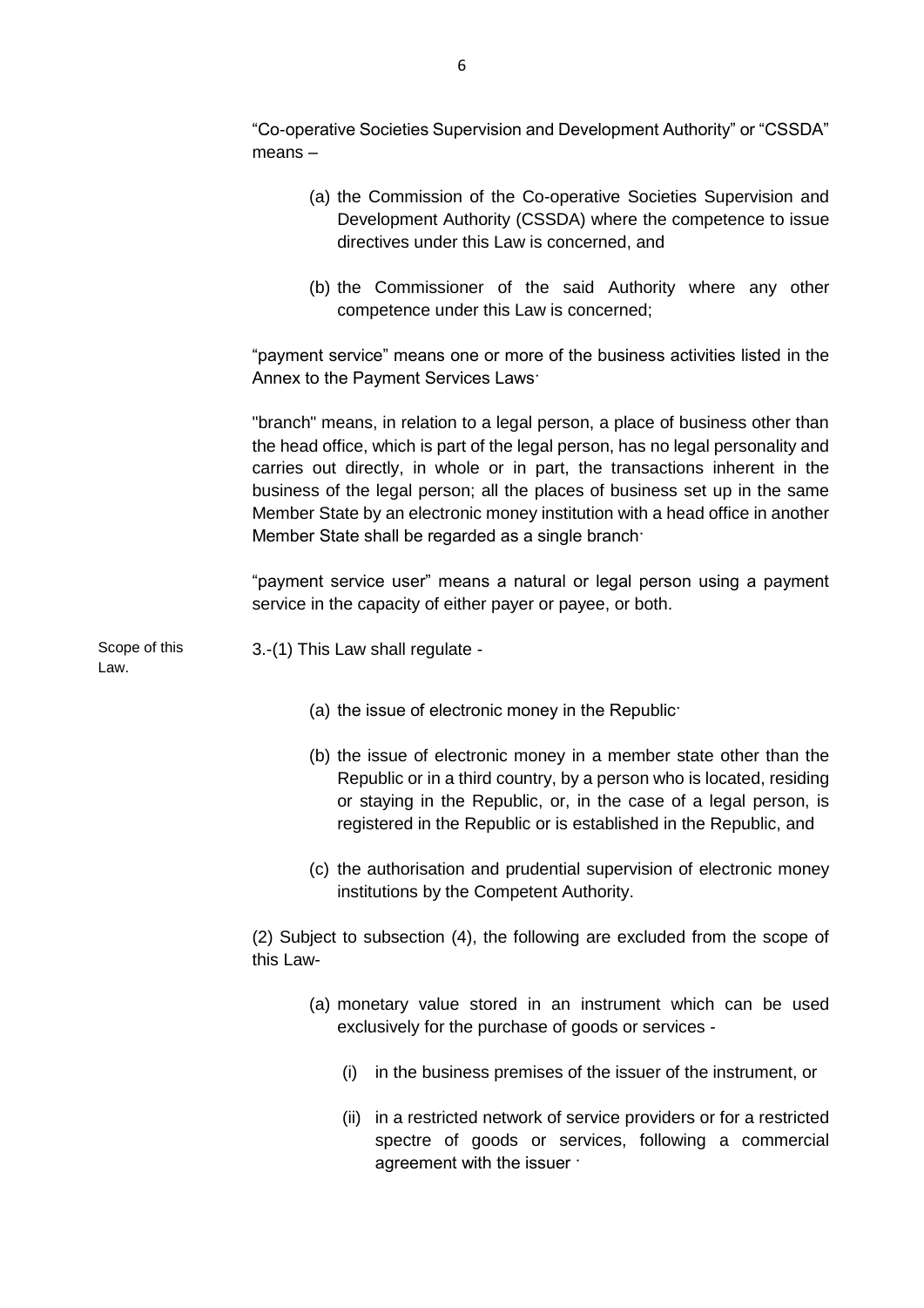"Co-operative Societies Supervision and Development Authority" or "CSSDA" means –

(a) the Commission of the Co-operative Societies Supervision and Development Authority (CSSDA) where the competence to issue directives under this Law is concerned, and

(b) the Commissioner of the said Authority where any other competence under this Law is concerned;

"payment service" means one or more of the business activities listed in the Annex to the Payment Services Laws·

"branch" means, in relation to a legal person, a place of business other than the head office, which is part of the legal person, has no legal personality and carries out directly, in whole or in part, the transactions inherent in the business of the legal person; all the places of business set up in the same Member State by an electronic money institution with a head office in another Member State shall be regarded as a single branch·

"payment service user" means a natural or legal person using a payment service in the capacity of either payer or payee, or both.

Scope of this Law.

3.-(1) This Law shall regulate -

(a) the issue of electronic money in the Republic·

(b) the issue of electronic money in a member state other than the Republic or in a third country, by a person who is located, residing or staying in the Republic, or, in the case of a legal person, is registered in the Republic or is established in the Republic, and

(c) the authorisation and prudential supervision of electronic money institutions by the Competent Authority.

(2) Subject to subsection (4), the following are excluded from the scope of this Law-

(a) monetary value stored in an instrument which can be used exclusively for the purchase of goods or services -

(i) in the business premises of the issuer of the instrument, or

(ii) in a restricted network of service providers or for a restricted spectre of goods or services, following a commercial agreement with the issuer ·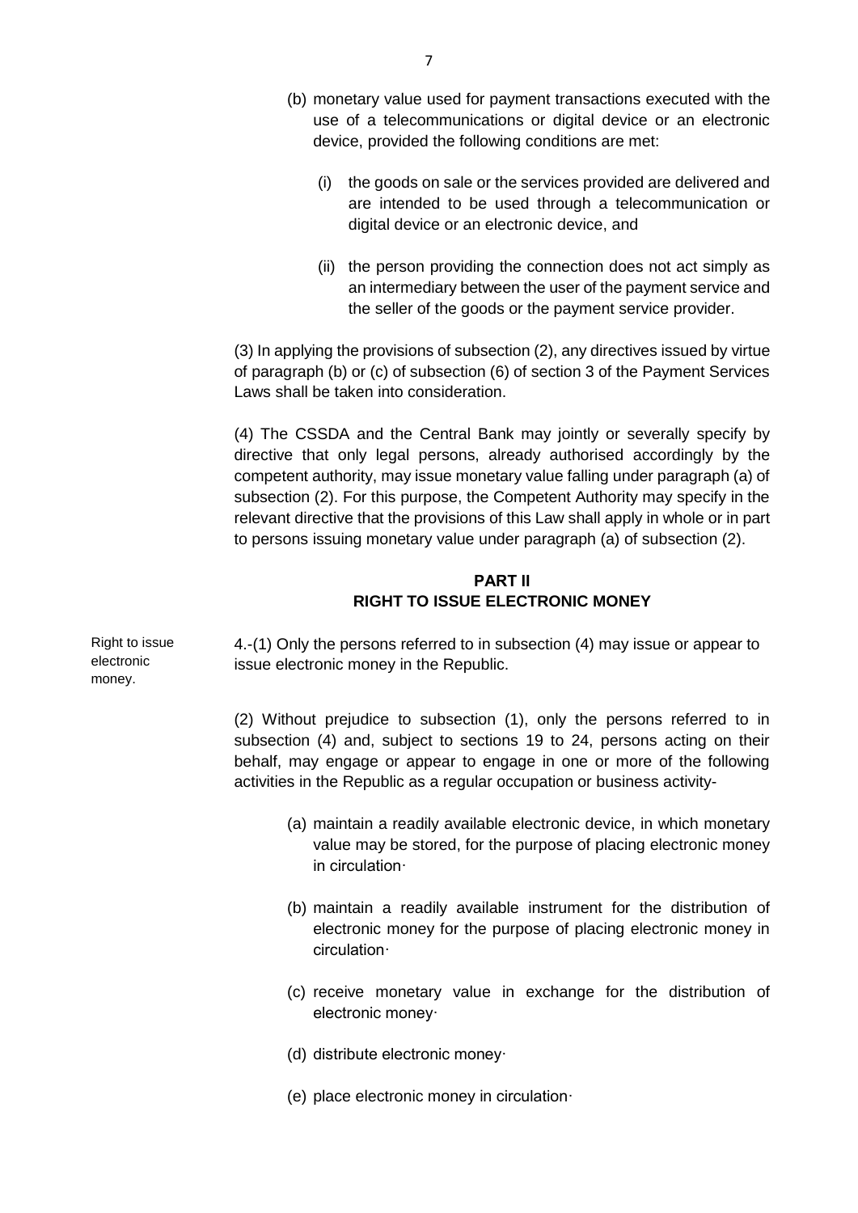(b) monetary value used for payment transactions executed with the use of a telecommunications or digital device or an electronic device, provided the following conditions are met:

(i) the goods on sale or the services provided are delivered and are intended to be used through a telecommunication or digital device or an electronic device, and

(ii) the person providing the connection does not act simply as an intermediary between the user of the payment service and the seller of the goods or the payment service provider.

(3) In applying the provisions of subsection (2), any directives issued by virtue of paragraph (b) or (c) of subsection (6) of section 3 of the Payment Services Laws shall be taken into consideration.

(4) The CSSDA and the Central Bank may jointly or severally specify by directive that only legal persons, already authorised accordingly by the competent authority, may issue monetary value falling under paragraph (a) of subsection (2). For this purpose, the Competent Authority may specify in the relevant directive that the provisions of this Law shall apply in whole or in part to persons issuing monetary value under paragraph (a) of subsection (2).

## PART II
## RIGHT TO ISSUE ELECTRONIC MONEY

Right to issue electronic money.

4.-(1) Only the persons referred to in subsection (4) may issue or appear to issue electronic money in the Republic.

(2) Without prejudice to subsection (1), only the persons referred to in subsection (4) and, subject to sections 19 to 24, persons acting on their behalf, may engage or appear to engage in one or more of the following activities in the Republic as a regular occupation or business activity-

(a) maintain a readily available electronic device, in which monetary value may be stored, for the purpose of placing electronic money in circulation·

(b) maintain a readily available instrument for the distribution of electronic money for the purpose of placing electronic money in circulation·

(c) receive monetary value in exchange for the distribution of electronic money·

(d) distribute electronic money·

(e) place electronic money in circulation·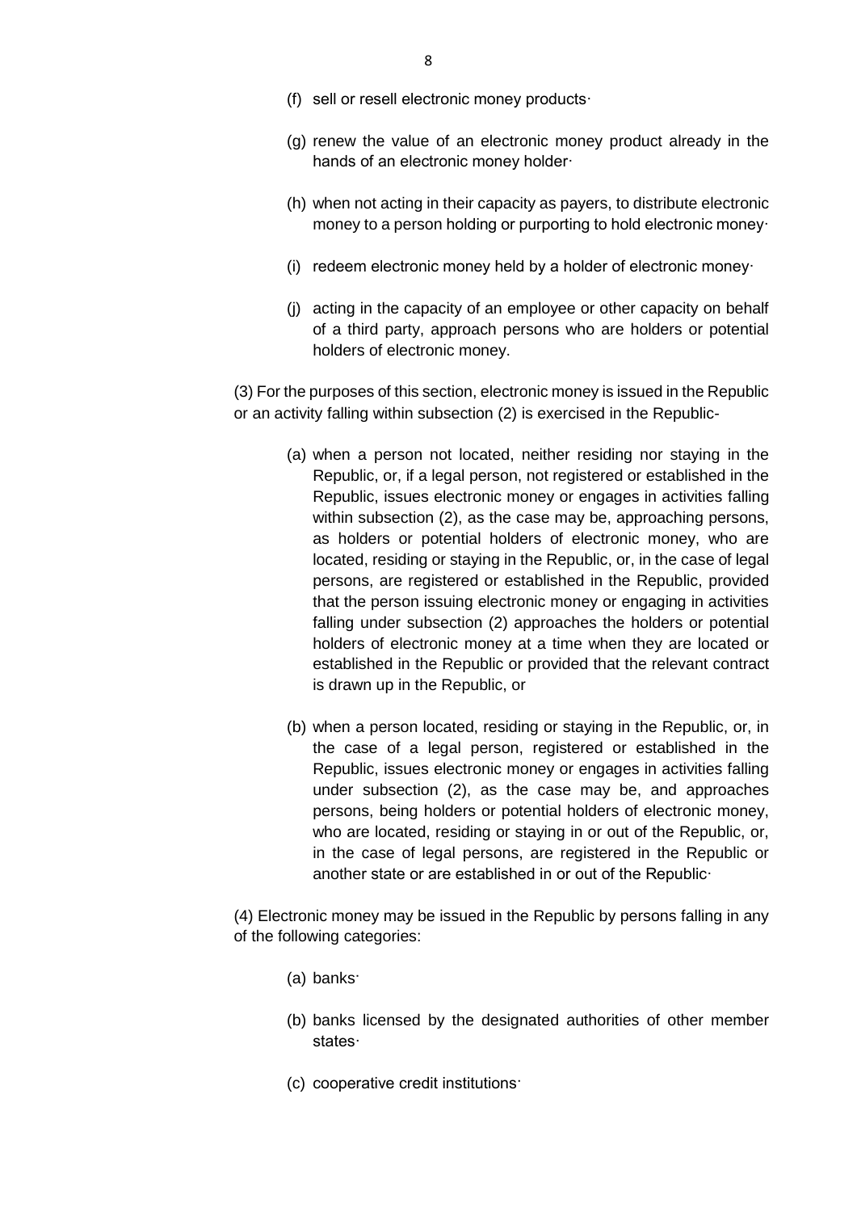(f) sell or resell electronic money products·

(g) renew the value of an electronic money product already in the hands of an electronic money holder·

(h) when not acting in their capacity as payers, to distribute electronic money to a person holding or purporting to hold electronic money·

(i) redeem electronic money held by a holder of electronic money·

(j) acting in the capacity of an employee or other capacity on behalf of a third party, approach persons who are holders or potential holders of electronic money.

(3) For the purposes of this section, electronic money is issued in the Republic or an activity falling within subsection (2) is exercised in the Republic-

(a) when a person not located, neither residing nor staying in the Republic, or, if a legal person, not registered or established in the Republic, issues electronic money or engages in activities falling within subsection (2), as the case may be, approaching persons, as holders or potential holders of electronic money, who are located, residing or staying in the Republic, or, in the case of legal persons, are registered or established in the Republic, provided that the person issuing electronic money or engaging in activities falling under subsection (2) approaches the holders or potential holders of electronic money at a time when they are located or established in the Republic or provided that the relevant contract is drawn up in the Republic, or

(b) when a person located, residing or staying in the Republic, or, in the case of a legal person, registered or established in the Republic, issues electronic money or engages in activities falling under subsection (2), as the case may be, and approaches persons, being holders or potential holders of electronic money, who are located, residing or staying in or out of the Republic, or, in the case of legal persons, are registered in the Republic or another state or are established in or out of the Republic·

(4) Electronic money may be issued in the Republic by persons falling in any of the following categories:

(a) banks·

(b) banks licensed by the designated authorities of other member states·

(c) cooperative credit institutions·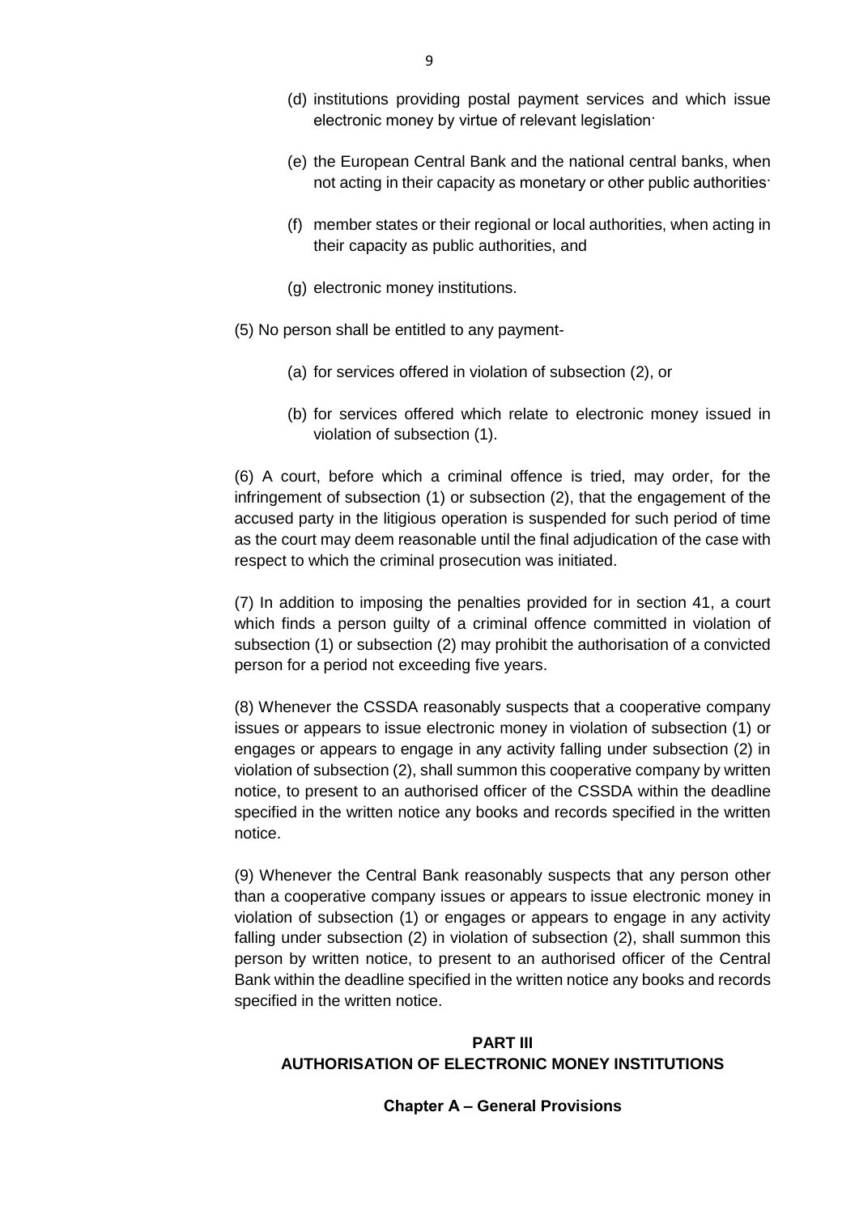(d) institutions providing postal payment services and which issue electronic money by virtue of relevant legislation·

(e) the European Central Bank and the national central banks, when not acting in their capacity as monetary or other public authorities·

(f) member states or their regional or local authorities, when acting in their capacity as public authorities, and

(g) electronic money institutions.

(5) No person shall be entitled to any payment-

(a) for services offered in violation of subsection (2), or

(b) for services offered which relate to electronic money issued in violation of subsection (1).

(6) A court, before which a criminal offence is tried, may order, for the infringement of subsection (1) or subsection (2), that the engagement of the accused party in the litigious operation is suspended for such period of time as the court may deem reasonable until the final adjudication of the case with respect to which the criminal prosecution was initiated.

(7) In addition to imposing the penalties provided for in section 41, a court which finds a person guilty of a criminal offence committed in violation of subsection (1) or subsection (2) may prohibit the authorisation of a convicted person for a period not exceeding five years.

(8) Whenever the CSSDA reasonably suspects that a cooperative company issues or appears to issue electronic money in violation of subsection (1) or engages or appears to engage in any activity falling under subsection (2) in violation of subsection (2), shall summon this cooperative company by written notice, to present to an authorised officer of the CSSDA within the deadline specified in the written notice any books and records specified in the written notice.

(9) Whenever the Central Bank reasonably suspects that any person other than a cooperative company issues or appears to issue electronic money in violation of subsection (1) or engages or appears to engage in any activity falling under subsection (2) in violation of subsection (2), shall summon this person by written notice, to present to an authorised officer of the Central Bank within the deadline specified in the written notice any books and records specified in the written notice.

## PART III
## AUTHORISATION OF ELECTRONIC MONEY INSTITUTIONS

### Chapter A – General Provisions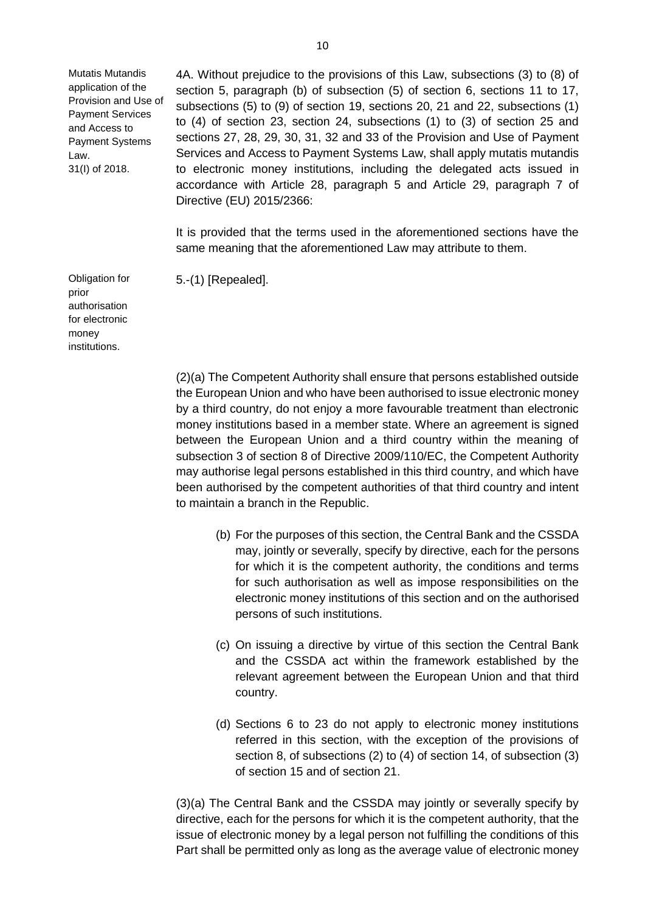Mutatis Mutandis application of the Provision and Use of Payment Services and Access to Payment Systems Law.
31(I) of 2018.

4A. Without prejudice to the provisions of this Law, subsections (3) to (8) of section 5, paragraph (b) of subsection (5) of section 6, sections 11 to 17, subsections (5) to (9) of section 19, sections 20, 21 and 22, subsections (1) to (4) of section 23, section 24, subsections (1) to (3) of section 25 and sections 27, 28, 29, 30, 31, 32 and 33 of the Provision and Use of Payment Services and Access to Payment Systems Law, shall apply mutatis mutandis to electronic money institutions, including the delegated acts issued in accordance with Article 28, paragraph 5 and Article 29, paragraph 7 of Directive (EU) 2015/2366:

It is provided that the terms used in the aforementioned sections have the same meaning that the aforementioned Law may attribute to them.

Obligation for prior authorisation for electronic money institutions.

5.-(1) [Repealed].

(2)(a) The Competent Authority shall ensure that persons established outside the European Union and who have been authorised to issue electronic money by a third country, do not enjoy a more favourable treatment than electronic money institutions based in a member state. Where an agreement is signed between the European Union and a third country within the meaning of subsection 3 of section 8 of Directive 2009/110/EC, the Competent Authority may authorise legal persons established in this third country, and which have been authorised by the competent authorities of that third country and intent to maintain a branch in the Republic.

(b) For the purposes of this section, the Central Bank and the CSSDA may, jointly or severally, specify by directive, each for the persons for which it is the competent authority, the conditions and terms for such authorisation as well as impose responsibilities on the electronic money institutions of this section and on the authorised persons of such institutions.

(c) On issuing a directive by virtue of this section the Central Bank and the CSSDA act within the framework established by the relevant agreement between the European Union and that third country.

(d) Sections 6 to 23 do not apply to electronic money institutions referred in this section, with the exception of the provisions of section 8, of subsections (2) to (4) of section 14, of subsection (3) of section 15 and of section 21.

(3)(a) The Central Bank and the CSSDA may jointly or severally specify by directive, each for the persons for which it is the competent authority, that the issue of electronic money by a legal person not fulfilling the conditions of this Part shall be permitted only as long as the average value of electronic money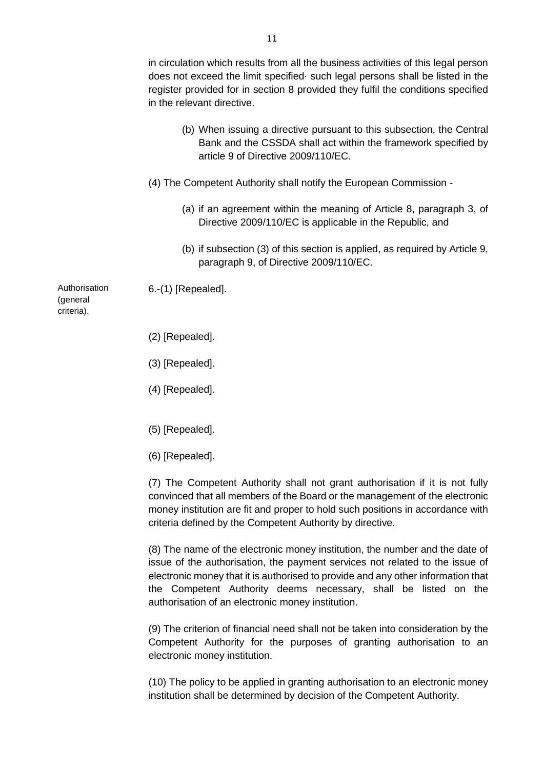in circulation which results from all the business activities of this legal person does not exceed the limit specified· such legal persons shall be listed in the register provided for in section 8 provided they fulfil the conditions specified in the relevant directive.

(b) When issuing a directive pursuant to this subsection, the Central Bank and the CSSDA shall act within the framework specified by article 9 of Directive 2009/110/EC.

(4) The Competent Authority shall notify the European Commission -

(a) if an agreement within the meaning of Article 8, paragraph 3, of Directive 2009/110/EC is applicable in the Republic, and

(b) if subsection (3) of this section is applied, as required by Article 9, paragraph 9, of Directive 2009/110/EC.

Authorisation (general criteria).

6.-(1) [Repealed].

(2) [Repealed].

(3) [Repealed].

(4) [Repealed].

(5) [Repealed].

(6) [Repealed].

(7) The Competent Authority shall not grant authorisation if it is not fully convinced that all members of the Board or the management of the electronic money institution are fit and proper to hold such positions in accordance with criteria defined by the Competent Authority by directive.

(8) The name of the electronic money institution, the number and the date of issue of the authorisation, the payment services not related to the issue of electronic money that it is authorised to provide and any other information that the Competent Authority deems necessary, shall be listed on the authorisation of an electronic money institution.

(9) The criterion of financial need shall not be taken into consideration by the Competent Authority for the purposes of granting authorisation to an electronic money institution.

(10) The policy to be applied in granting authorisation to an electronic money institution shall be determined by decision of the Competent Authority.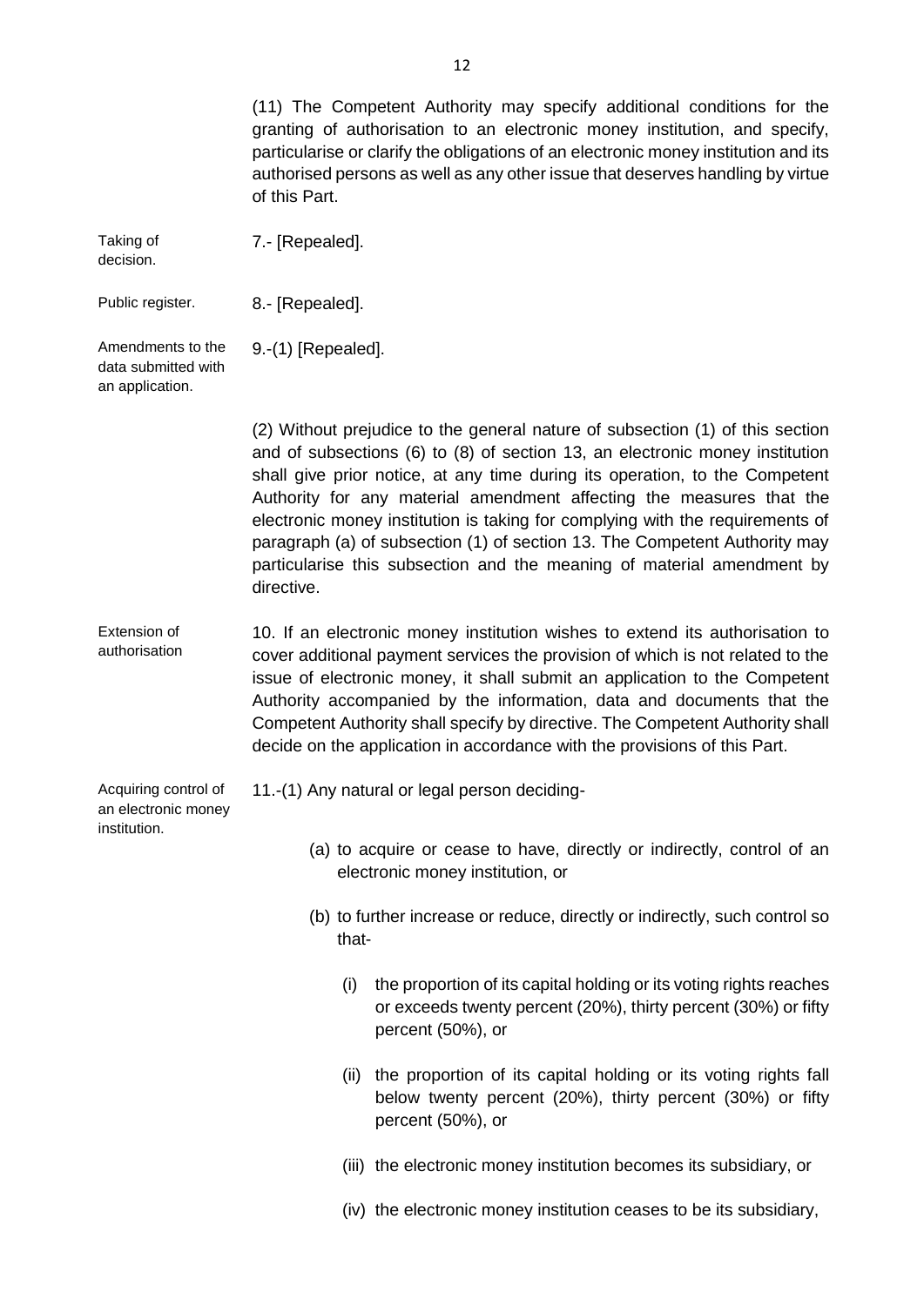(11) The Competent Authority may specify additional conditions for the granting of authorisation to an electronic money institution, and specify, particularise or clarify the obligations of an electronic money institution and its authorised persons as well as any other issue that deserves handling by virtue of this Part.

Taking of decision.

7.- [Repealed].

Public register.

8.- [Repealed].

Amendments to the data submitted with an application.

9.-(1) [Repealed].

(2) Without prejudice to the general nature of subsection (1) of this section and of subsections (6) to (8) of section 13, an electronic money institution shall give prior notice, at any time during its operation, to the Competent Authority for any material amendment affecting the measures that the electronic money institution is taking for complying with the requirements of paragraph (a) of subsection (1) of section 13. The Competent Authority may particularise this subsection and the meaning of material amendment by directive.

Extension of authorisation

10. If an electronic money institution wishes to extend its authorisation to cover additional payment services the provision of which is not related to the issue of electronic money, it shall submit an application to the Competent Authority accompanied by the information, data and documents that the Competent Authority shall specify by directive. The Competent Authority shall decide on the application in accordance with the provisions of this Part.

Acquiring control of an electronic money institution.

11.-(1) Any natural or legal person deciding-

(a) to acquire or cease to have, directly or indirectly, control of an electronic money institution, or

(b) to further increase or reduce, directly or indirectly, such control so that-

(i) the proportion of its capital holding or its voting rights reaches or exceeds twenty percent (20%), thirty percent (30%) or fifty percent (50%), or

(ii) the proportion of its capital holding or its voting rights fall below twenty percent (20%), thirty percent (30%) or fifty percent (50%), or

(iii) the electronic money institution becomes its subsidiary, or

(iv) the electronic money institution ceases to be its subsidiary,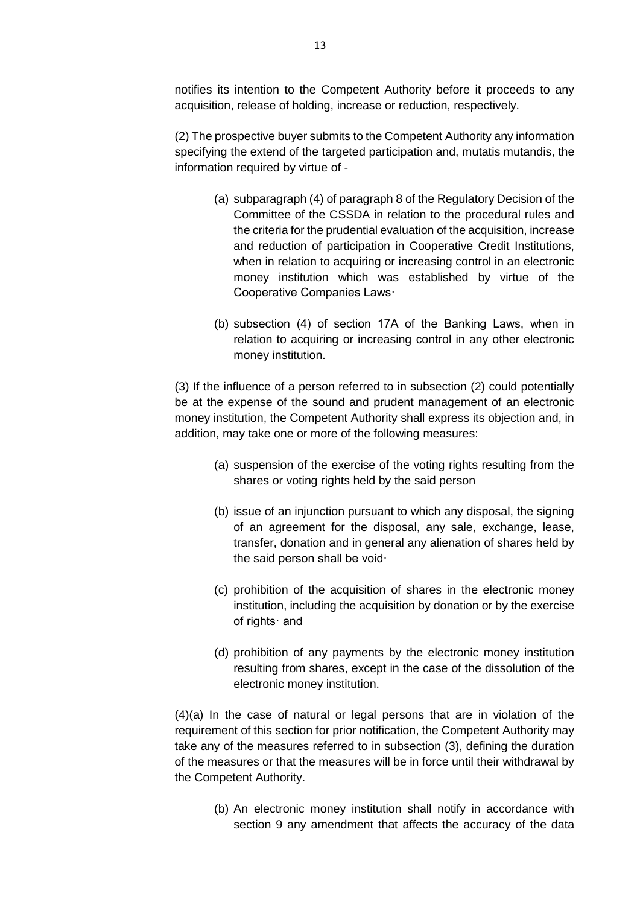notifies its intention to the Competent Authority before it proceeds to any acquisition, release of holding, increase or reduction, respectively.

(2) The prospective buyer submits to the Competent Authority any information specifying the extend of the targeted participation and, mutatis mutandis, the information required by virtue of -

(a) subparagraph (4) of paragraph 8 of the Regulatory Decision of the Committee of the CSSDA in relation to the procedural rules and the criteria for the prudential evaluation of the acquisition, increase and reduction of participation in Cooperative Credit Institutions, when in relation to acquiring or increasing control in an electronic money institution which was established by virtue of the Cooperative Companies Laws·

(b) subsection (4) of section 17A of the Banking Laws, when in relation to acquiring or increasing control in any other electronic money institution.

(3) If the influence of a person referred to in subsection (2) could potentially be at the expense of the sound and prudent management of an electronic money institution, the Competent Authority shall express its objection and, in addition, may take one or more of the following measures:

(a) suspension of the exercise of the voting rights resulting from the shares or voting rights held by the said person

(b) issue of an injunction pursuant to which any disposal, the signing of an agreement for the disposal, any sale, exchange, lease, transfer, donation and in general any alienation of shares held by the said person shall be void·

(c) prohibition of the acquisition of shares in the electronic money institution, including the acquisition by donation or by the exercise of rights· and

(d) prohibition of any payments by the electronic money institution resulting from shares, except in the case of the dissolution of the electronic money institution.

(4)(a) In the case of natural or legal persons that are in violation of the requirement of this section for prior notification, the Competent Authority may take any of the measures referred to in subsection (3), defining the duration of the measures or that the measures will be in force until their withdrawal by the Competent Authority.

(b) An electronic money institution shall notify in accordance with section 9 any amendment that affects the accuracy of the data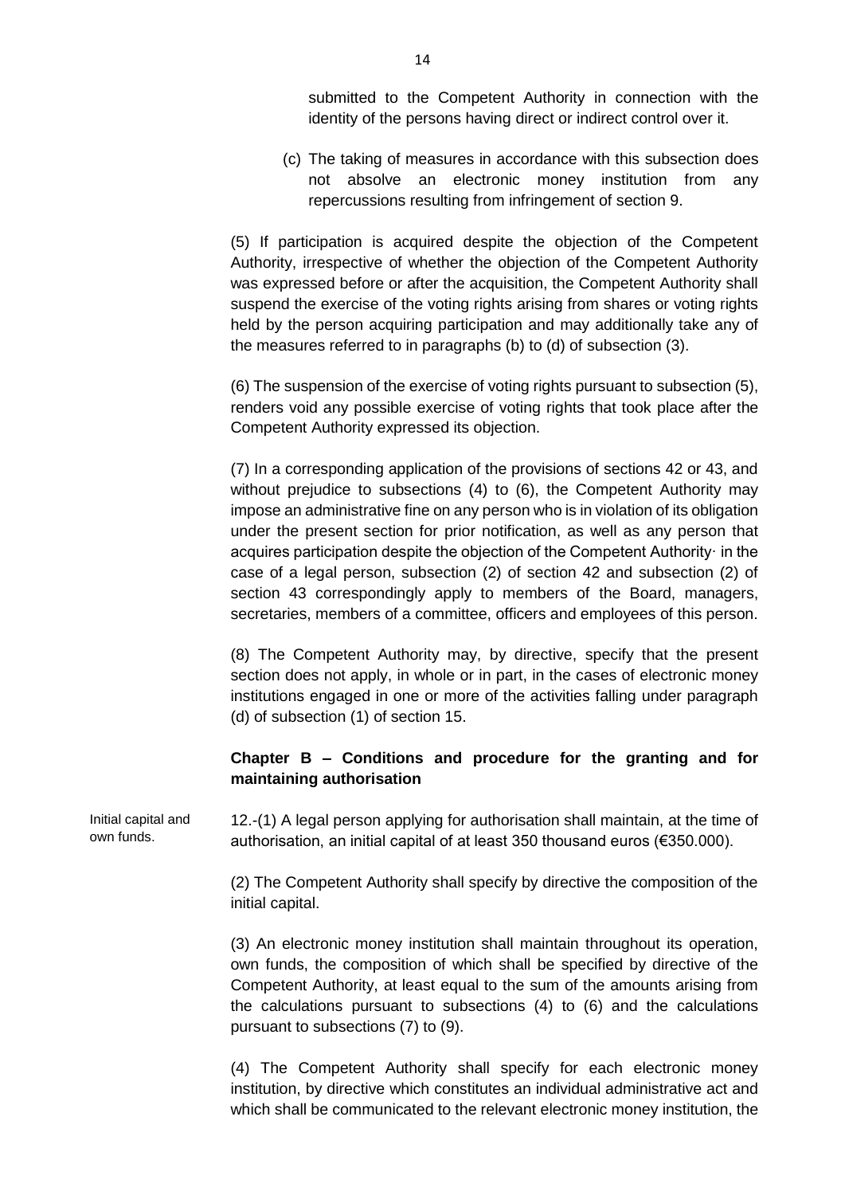submitted to the Competent Authority in connection with the identity of the persons having direct or indirect control over it.

(c) The taking of measures in accordance with this subsection does not absolve an electronic money institution from any repercussions resulting from infringement of section 9.

(5) If participation is acquired despite the objection of the Competent Authority, irrespective of whether the objection of the Competent Authority was expressed before or after the acquisition, the Competent Authority shall suspend the exercise of the voting rights arising from shares or voting rights held by the person acquiring participation and may additionally take any of the measures referred to in paragraphs (b) to (d) of subsection (3).

(6) The suspension of the exercise of voting rights pursuant to subsection (5), renders void any possible exercise of voting rights that took place after the Competent Authority expressed its objection.

(7) In a corresponding application of the provisions of sections 42 or 43, and without prejudice to subsections (4) to (6), the Competent Authority may impose an administrative fine on any person who is in violation of its obligation under the present section for prior notification, as well as any person that acquires participation despite the objection of the Competent Authority· in the case of a legal person, subsection (2) of section 42 and subsection (2) of section 43 correspondingly apply to members of the Board, managers, secretaries, members of a committee, officers and employees of this person.

(8) The Competent Authority may, by directive, specify that the present section does not apply, in whole or in part, in the cases of electronic money institutions engaged in one or more of the activities falling under paragraph (d) of subsection (1) of section 15.

**Chapter B – Conditions and procedure for the granting and for maintaining authorisation**

Initial capital and own funds.

12.-(1) A legal person applying for authorisation shall maintain, at the time of authorisation, an initial capital of at least 350 thousand euros (€350.000).

(2) The Competent Authority shall specify by directive the composition of the initial capital.

(3) An electronic money institution shall maintain throughout its operation, own funds, the composition of which shall be specified by directive of the Competent Authority, at least equal to the sum of the amounts arising from the calculations pursuant to subsections (4) to (6) and the calculations pursuant to subsections (7) to (9).

(4) The Competent Authority shall specify for each electronic money institution, by directive which constitutes an individual administrative act and which shall be communicated to the relevant electronic money institution, the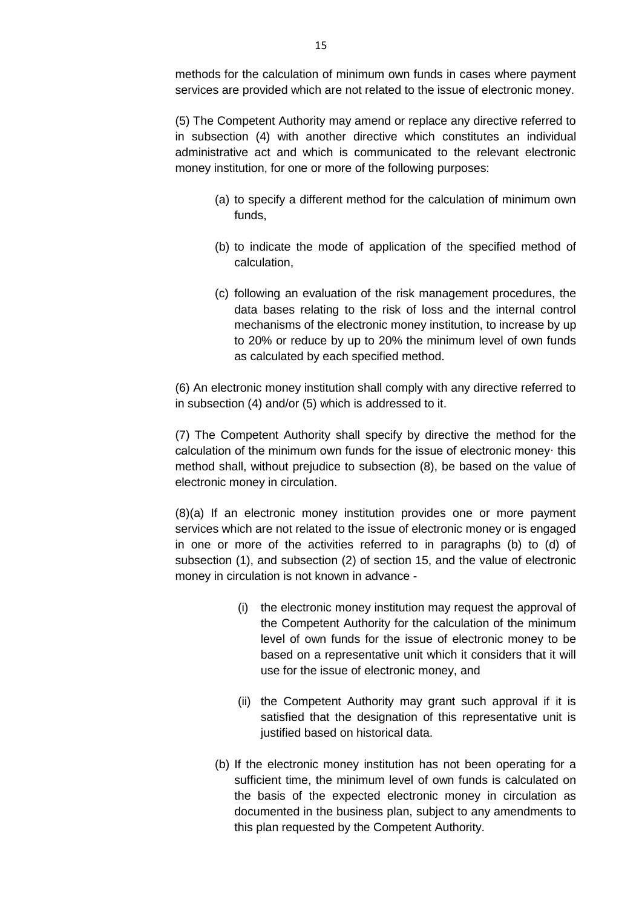methods for the calculation of minimum own funds in cases where payment services are provided which are not related to the issue of electronic money.

(5) The Competent Authority may amend or replace any directive referred to in subsection (4) with another directive which constitutes an individual administrative act and which is communicated to the relevant electronic money institution, for one or more of the following purposes:

(a) to specify a different method for the calculation of minimum own funds,

(b) to indicate the mode of application of the specified method of calculation,

(c) following an evaluation of the risk management procedures, the data bases relating to the risk of loss and the internal control mechanisms of the electronic money institution, to increase by up to 20% or reduce by up to 20% the minimum level of own funds as calculated by each specified method.

(6) An electronic money institution shall comply with any directive referred to in subsection (4) and/or (5) which is addressed to it.

(7) The Competent Authority shall specify by directive the method for the calculation of the minimum own funds for the issue of electronic money· this method shall, without prejudice to subsection (8), be based on the value of electronic money in circulation.

(8)(a) If an electronic money institution provides one or more payment services which are not related to the issue of electronic money or is engaged in one or more of the activities referred to in paragraphs (b) to (d) of subsection (1), and subsection (2) of section 15, and the value of electronic money in circulation is not known in advance -

(i) the electronic money institution may request the approval of the Competent Authority for the calculation of the minimum level of own funds for the issue of electronic money to be based on a representative unit which it considers that it will use for the issue of electronic money, and

(ii) the Competent Authority may grant such approval if it is satisfied that the designation of this representative unit is justified based on historical data.

(b) If the electronic money institution has not been operating for a sufficient time, the minimum level of own funds is calculated on the basis of the expected electronic money in circulation as documented in the business plan, subject to any amendments to this plan requested by the Competent Authority.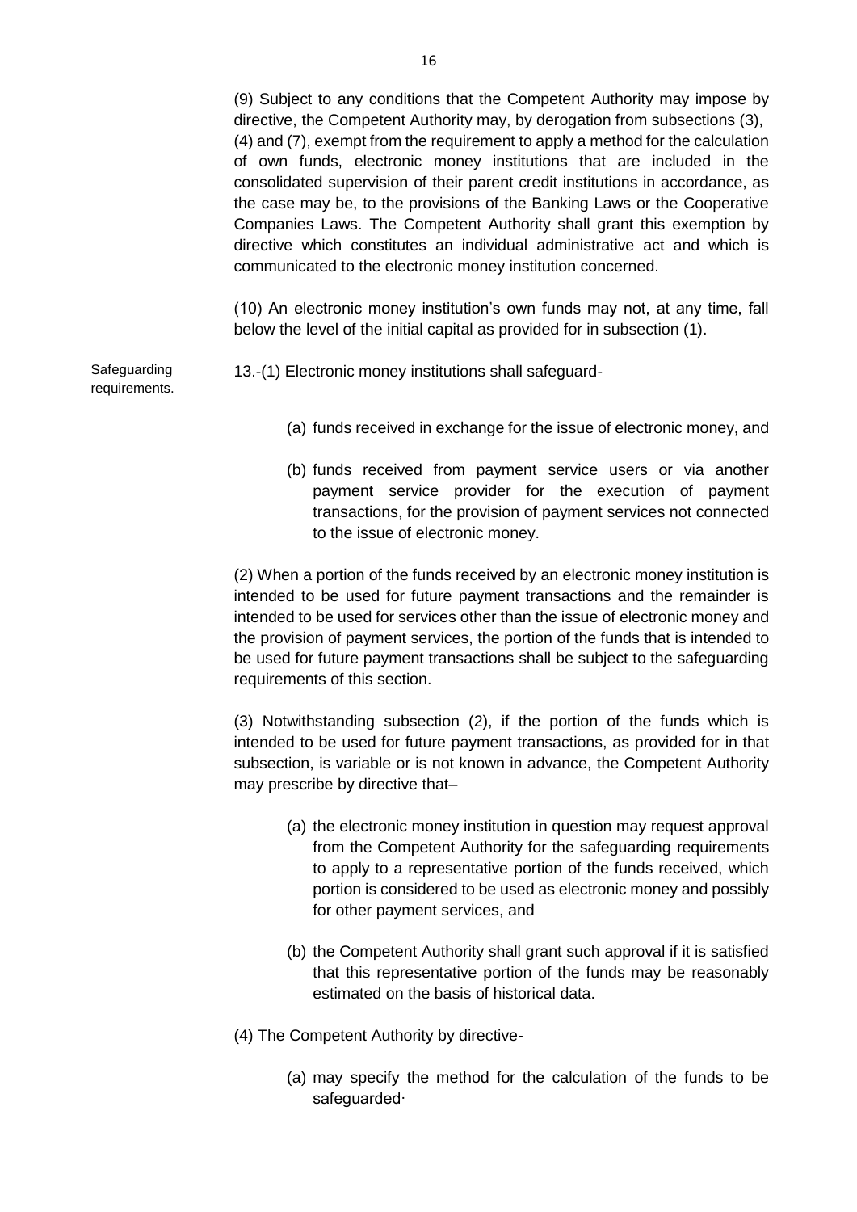(9) Subject to any conditions that the Competent Authority may impose by directive, the Competent Authority may, by derogation from subsections (3), (4) and (7), exempt from the requirement to apply a method for the calculation of own funds, electronic money institutions that are included in the consolidated supervision of their parent credit institutions in accordance, as the case may be, to the provisions of the Banking Laws or the Cooperative Companies Laws. The Competent Authority shall grant this exemption by directive which constitutes an individual administrative act and which is communicated to the electronic money institution concerned.

(10) An electronic money institution's own funds may not, at any time, fall below the level of the initial capital as provided for in subsection (1).

Safeguarding requirements.

13.-(1) Electronic money institutions shall safeguard-

(a) funds received in exchange for the issue of electronic money, and

(b) funds received from payment service users or via another payment service provider for the execution of payment transactions, for the provision of payment services not connected to the issue of electronic money.

(2) When a portion of the funds received by an electronic money institution is intended to be used for future payment transactions and the remainder is intended to be used for services other than the issue of electronic money and the provision of payment services, the portion of the funds that is intended to be used for future payment transactions shall be subject to the safeguarding requirements of this section.

(3) Notwithstanding subsection (2), if the portion of the funds which is intended to be used for future payment transactions, as provided for in that subsection, is variable or is not known in advance, the Competent Authority may prescribe by directive that–

(a) the electronic money institution in question may request approval from the Competent Authority for the safeguarding requirements to apply to a representative portion of the funds received, which portion is considered to be used as electronic money and possibly for other payment services, and

(b) the Competent Authority shall grant such approval if it is satisfied that this representative portion of the funds may be reasonably estimated on the basis of historical data.

(4) The Competent Authority by directive-

(a) may specify the method for the calculation of the funds to be safeguarded·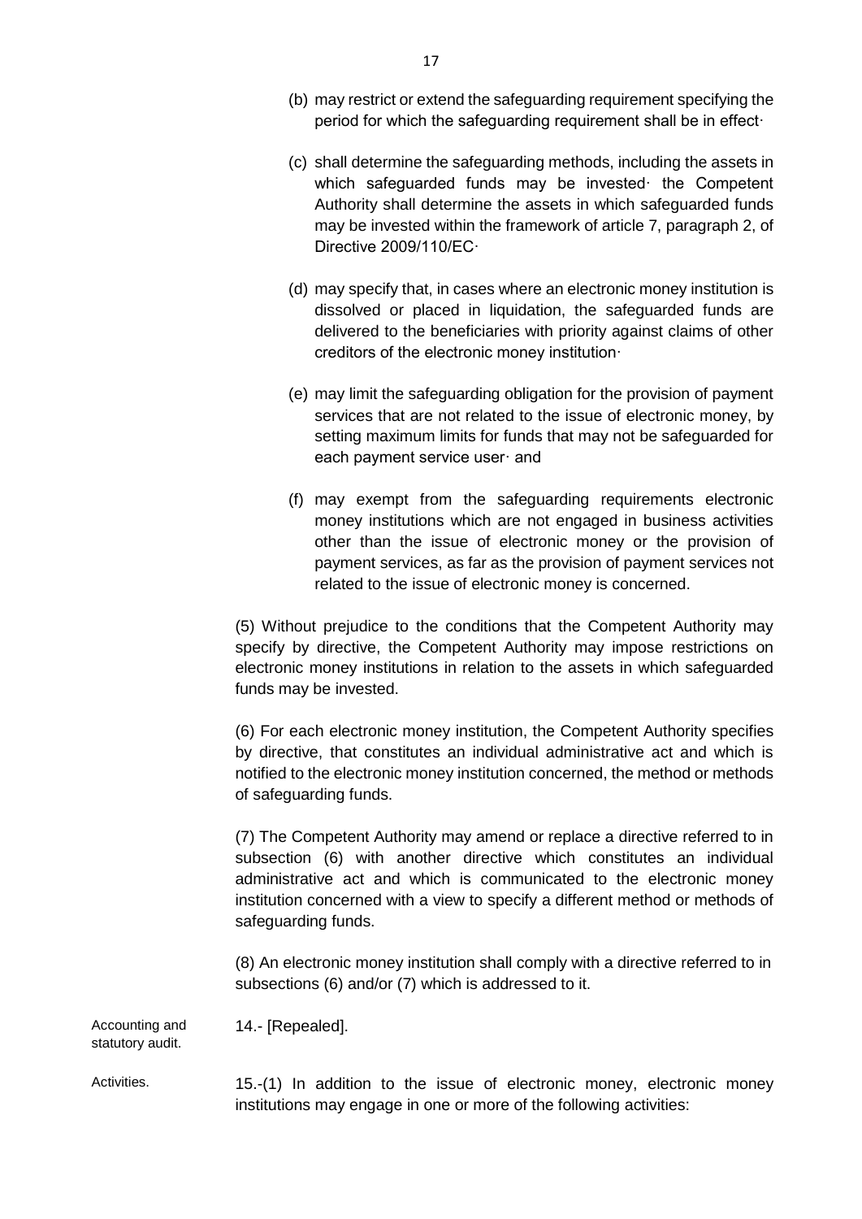(b) may restrict or extend the safeguarding requirement specifying the period for which the safeguarding requirement shall be in effect·

(c) shall determine the safeguarding methods, including the assets in which safeguarded funds may be invested· the Competent Authority shall determine the assets in which safeguarded funds may be invested within the framework of article 7, paragraph 2, of Directive 2009/110/EC·

(d) may specify that, in cases where an electronic money institution is dissolved or placed in liquidation, the safeguarded funds are delivered to the beneficiaries with priority against claims of other creditors of the electronic money institution·

(e) may limit the safeguarding obligation for the provision of payment services that are not related to the issue of electronic money, by setting maximum limits for funds that may not be safeguarded for each payment service user· and

(f) may exempt from the safeguarding requirements electronic money institutions which are not engaged in business activities other than the issue of electronic money or the provision of payment services, as far as the provision of payment services not related to the issue of electronic money is concerned.

(5) Without prejudice to the conditions that the Competent Authority may specify by directive, the Competent Authority may impose restrictions on electronic money institutions in relation to the assets in which safeguarded funds may be invested.

(6) For each electronic money institution, the Competent Authority specifies by directive, that constitutes an individual administrative act and which is notified to the electronic money institution concerned, the method or methods of safeguarding funds.

(7) The Competent Authority may amend or replace a directive referred to in subsection (6) with another directive which constitutes an individual administrative act and which is communicated to the electronic money institution concerned with a view to specify a different method or methods of safeguarding funds.

(8) An electronic money institution shall comply with a directive referred to in subsections (6) and/or (7) which is addressed to it.

Accounting and statutory audit.

14.- [Repealed].

Activities.

15.-(1) In addition to the issue of electronic money, electronic money institutions may engage in one or more of the following activities: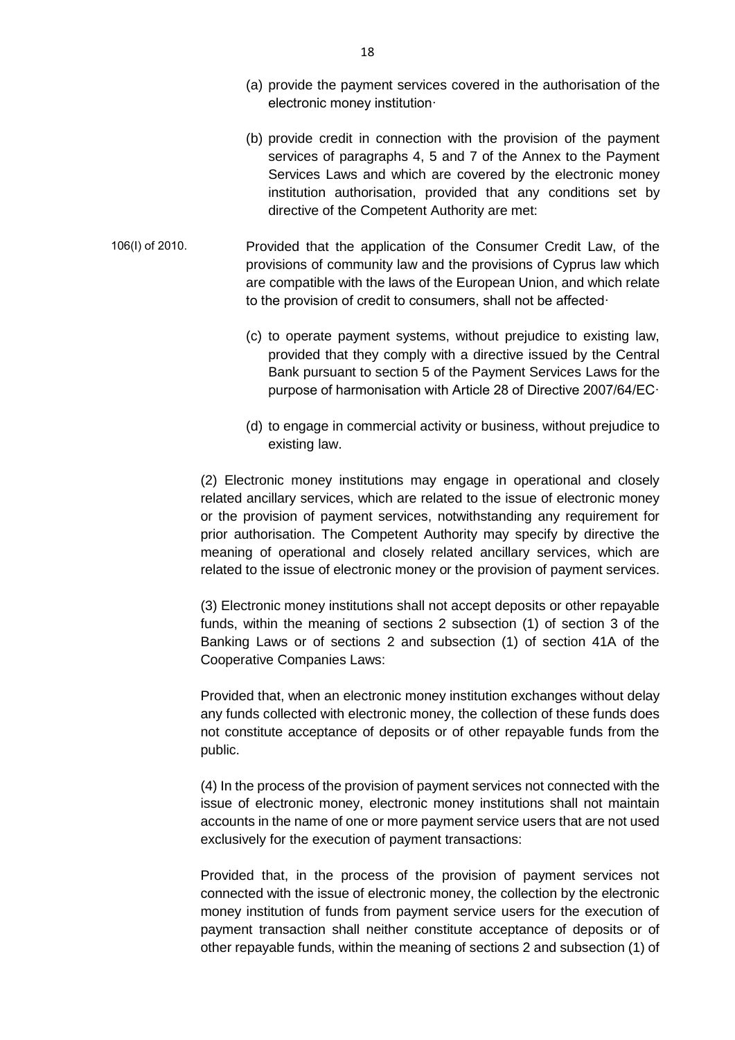(a) provide the payment services covered in the authorisation of the electronic money institution·

(b) provide credit in connection with the provision of the payment services of paragraphs 4, 5 and 7 of the Annex to the Payment Services Laws and which are covered by the electronic money institution authorisation, provided that any conditions set by directive of the Competent Authority are met:

106(I) of 2010.

Provided that the application of the Consumer Credit Law, of the provisions of community law and the provisions of Cyprus law which are compatible with the laws of the European Union, and which relate to the provision of credit to consumers, shall not be affected·

(c) to operate payment systems, without prejudice to existing law, provided that they comply with a directive issued by the Central Bank pursuant to section 5 of the Payment Services Laws for the purpose of harmonisation with Article 28 of Directive 2007/64/EC·

(d) to engage in commercial activity or business, without prejudice to existing law.

(2) Electronic money institutions may engage in operational and closely related ancillary services, which are related to the issue of electronic money or the provision of payment services, notwithstanding any requirement for prior authorisation. The Competent Authority may specify by directive the meaning of operational and closely related ancillary services, which are related to the issue of electronic money or the provision of payment services.

(3) Electronic money institutions shall not accept deposits or other repayable funds, within the meaning of sections 2 subsection (1) of section 3 of the Banking Laws or of sections 2 and subsection (1) of section 41A of the Cooperative Companies Laws:

Provided that, when an electronic money institution exchanges without delay any funds collected with electronic money, the collection of these funds does not constitute acceptance of deposits or of other repayable funds from the public.

(4) In the process of the provision of payment services not connected with the issue of electronic money, electronic money institutions shall not maintain accounts in the name of one or more payment service users that are not used exclusively for the execution of payment transactions:

Provided that, in the process of the provision of payment services not connected with the issue of electronic money, the collection by the electronic money institution of funds from payment service users for the execution of payment transaction shall neither constitute acceptance of deposits or of other repayable funds, within the meaning of sections 2 and subsection (1) of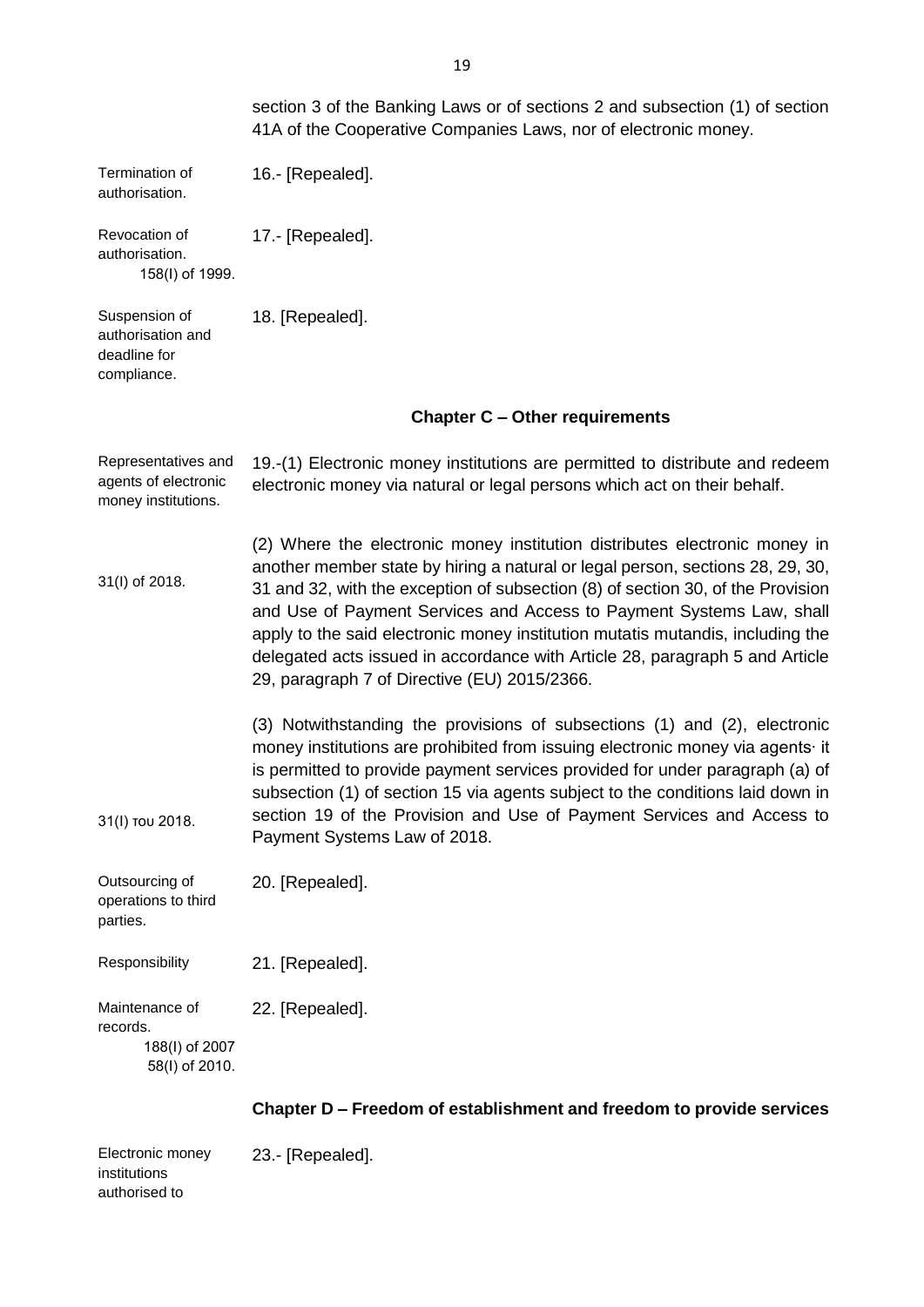section 3 of the Banking Laws or of sections 2 and subsection (1) of section 41A of the Cooperative Companies Laws, nor of electronic money.

Termination of authorisation.

16.- [Repealed].

Revocation of authorisation.
158(I) of 1999.

17.- [Repealed].

Suspension of authorisation and deadline for compliance.

18. [Repealed].

### Chapter C – Other requirements

Representatives and agents of electronic money institutions.

19.-(1) Electronic money institutions are permitted to distribute and redeem electronic money via natural or legal persons which act on their behalf.

31(I) of 2018.

(2) Where the electronic money institution distributes electronic money in another member state by hiring a natural or legal person, sections 28, 29, 30, 31 and 32, with the exception of subsection (8) of section 30, of the Provision and Use of Payment Services and Access to Payment Systems Law, shall apply to the said electronic money institution mutatis mutandis, including the delegated acts issued in accordance with Article 28, paragraph 5 and Article 29, paragraph 7 of Directive (EU) 2015/2366.

31(I) του 2018.

(3) Notwithstanding the provisions of subsections (1) and (2), electronic money institutions are prohibited from issuing electronic money via agents· it is permitted to provide payment services provided for under paragraph (a) of subsection (1) of section 15 via agents subject to the conditions laid down in section 19 of the Provision and Use of Payment Services and Access to Payment Systems Law of 2018.

Outsourcing of operations to third parties.

20. [Repealed].

Responsibility

21. [Repealed].

Maintenance of records.
188(I) of 2007
58(I) of 2010.

22. [Repealed].

### Chapter D – Freedom of establishment and freedom to provide services

Electronic money institutions authorised to

23.- [Repealed].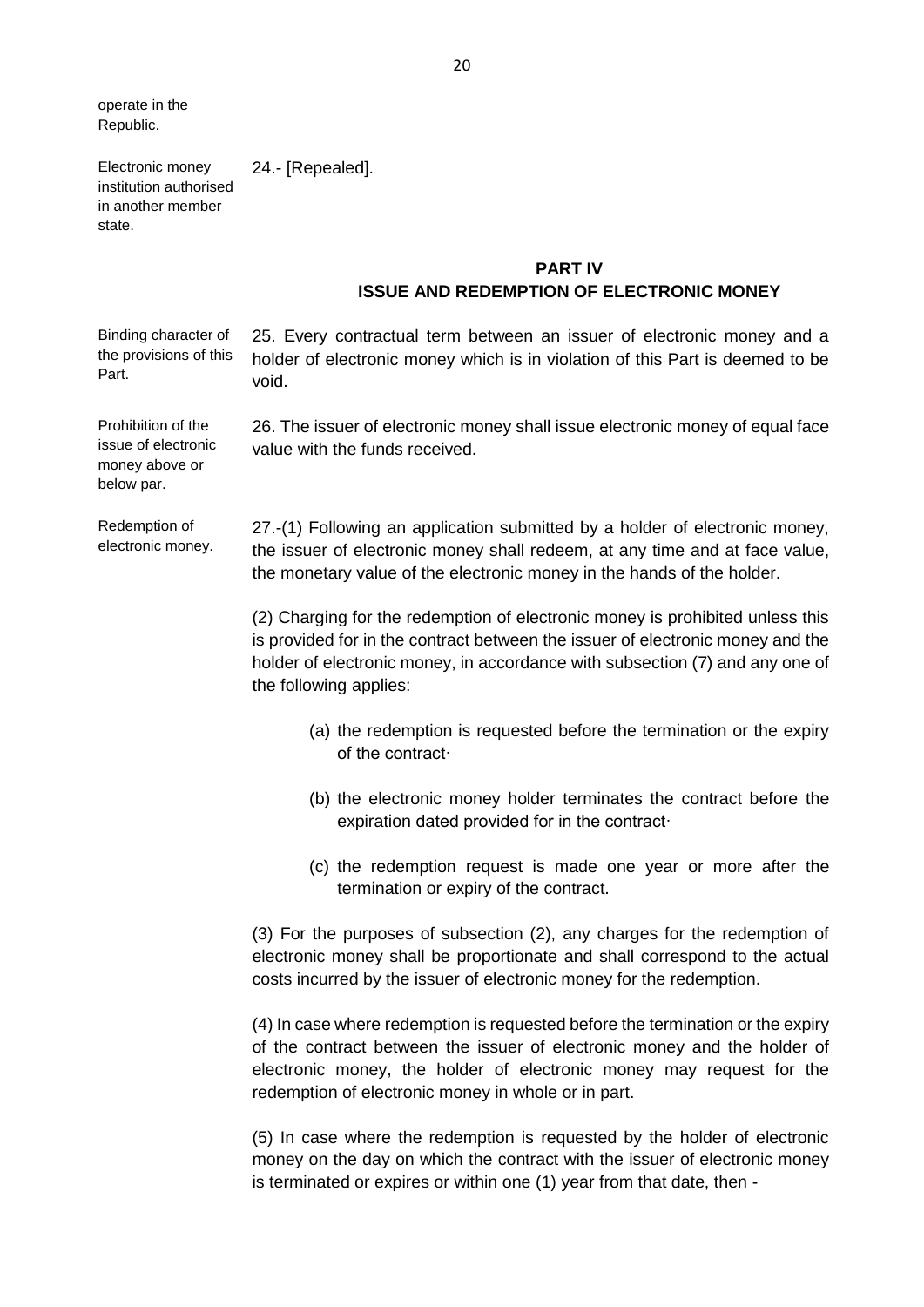operate in the Republic.

Electronic money institution authorised in another member state.

24.- [Repealed].

## PART IV
## ISSUE AND REDEMPTION OF ELECTRONIC MONEY

Binding character of the provisions of this Part.

25. Every contractual term between an issuer of electronic money and a holder of electronic money which is in violation of this Part is deemed to be void.

Prohibition of the issue of electronic money above or below par.

26. The issuer of electronic money shall issue electronic money of equal face value with the funds received.

Redemption of electronic money.

27.-(1) Following an application submitted by a holder of electronic money, the issuer of electronic money shall redeem, at any time and at face value, the monetary value of the electronic money in the hands of the holder.

(2) Charging for the redemption of electronic money is prohibited unless this is provided for in the contract between the issuer of electronic money and the holder of electronic money, in accordance with subsection (7) and any one of the following applies:

(a) the redemption is requested before the termination or the expiry of the contract·

(b) the electronic money holder terminates the contract before the expiration dated provided for in the contract·

(c) the redemption request is made one year or more after the termination or expiry of the contract.

(3) For the purposes of subsection (2), any charges for the redemption of electronic money shall be proportionate and shall correspond to the actual costs incurred by the issuer of electronic money for the redemption.

(4) In case where redemption is requested before the termination or the expiry of the contract between the issuer of electronic money and the holder of electronic money, the holder of electronic money may request for the redemption of electronic money in whole or in part.

(5) In case where the redemption is requested by the holder of electronic money on the day on which the contract with the issuer of electronic money is terminated or expires or within one (1) year from that date, then -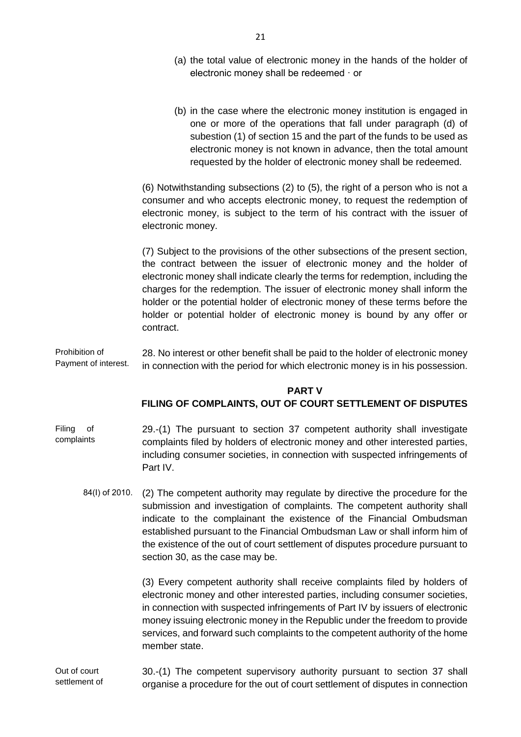(a) the total value of electronic money in the hands of the holder of electronic money shall be redeemed · or

(b) in the case where the electronic money institution is engaged in one or more of the operations that fall under paragraph (d) of subestion (1) of section 15 and the part of the funds to be used as electronic money is not known in advance, then the total amount requested by the holder of electronic money shall be redeemed.

(6) Notwithstanding subsections (2) to (5), the right of a person who is not a consumer and who accepts electronic money, to request the redemption of electronic money, is subject to the term of his contract with the issuer of electronic money.

(7) Subject to the provisions of the other subsections of the present section, the contract between the issuer of electronic money and the holder of electronic money shall indicate clearly the terms for redemption, including the charges for the redemption. The issuer of electronic money shall inform the holder or the potential holder of electronic money of these terms before the holder or potential holder of electronic money is bound by any offer or contract.

Prohibition of Payment of interest.

28. No interest or other benefit shall be paid to the holder of electronic money in connection with the period for which electronic money is in his possession.

## PART V
## FILING OF COMPLAINTS, OUT OF COURT SETTLEMENT OF DISPUTES

Filing of complaints

29.-(1) The pursuant to section 37 competent authority shall investigate complaints filed by holders of electronic money and other interested parties, including consumer societies, in connection with suspected infringements of Part IV.

84(I) of 2010.

(2) The competent authority may regulate by directive the procedure for the submission and investigation of complaints. The competent authority shall indicate to the complainant the existence of the Financial Ombudsman established pursuant to the Financial Ombudsman Law or shall inform him of the existence of the out of court settlement of disputes procedure pursuant to section 30, as the case may be.

(3) Every competent authority shall receive complaints filed by holders of electronic money and other interested parties, including consumer societies, in connection with suspected infringements of Part IV by issuers of electronic money issuing electronic money in the Republic under the freedom to provide services, and forward such complaints to the competent authority of the home member state.

Out of court settlement of

30.-(1) The competent supervisory authority pursuant to section 37 shall organise a procedure for the out of court settlement of disputes in connection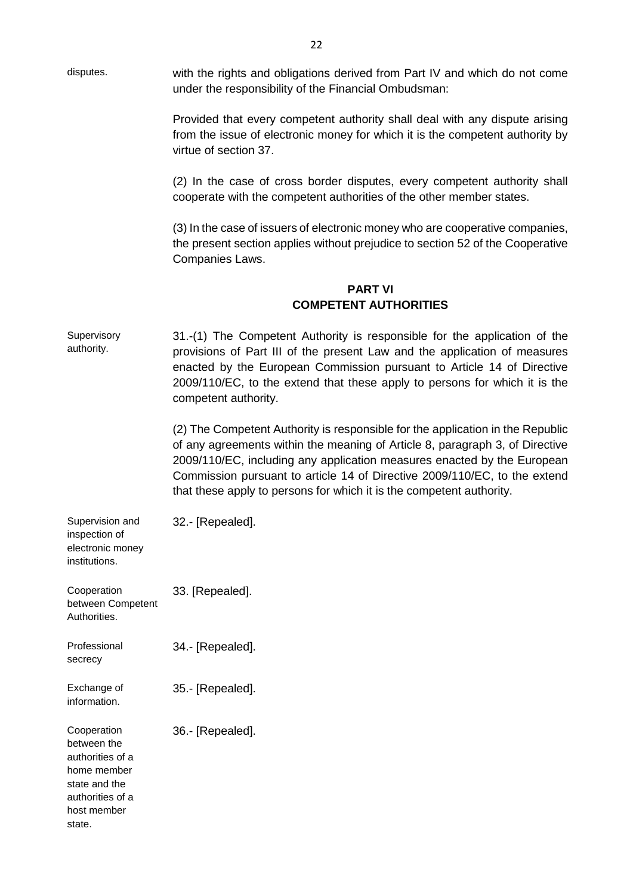disputes. with the rights and obligations derived from Part IV and which do not come under the responsibility of the Financial Ombudsman:

Provided that every competent authority shall deal with any dispute arising from the issue of electronic money for which it is the competent authority by virtue of section 37.

(2) In the case of cross border disputes, every competent authority shall cooperate with the competent authorities of the other member states.

(3) In the case of issuers of electronic money who are cooperative companies, the present section applies without prejudice to section 52 of the Cooperative Companies Laws.

## PART VI
## COMPETENT AUTHORITIES

Supervisory authority.

31.-(1) The Competent Authority is responsible for the application of the provisions of Part III of the present Law and the application of measures enacted by the European Commission pursuant to Article 14 of Directive 2009/110/EC, to the extend that these apply to persons for which it is the competent authority.

(2) The Competent Authority is responsible for the application in the Republic of any agreements within the meaning of Article 8, paragraph 3, of Directive 2009/110/EC, including any application measures enacted by the European Commission pursuant to article 14 of Directive 2009/110/EC, to the extend that these apply to persons for which it is the competent authority.

Supervision and inspection of electronic money institutions.

32.- [Repealed].

Cooperation between Competent Authorities.

33. [Repealed].

Professional secrecy

34.- [Repealed].

Exchange of information.

35.- [Repealed].

Cooperation between the authorities of a home member state and the authorities of a host member state.

36.- [Repealed].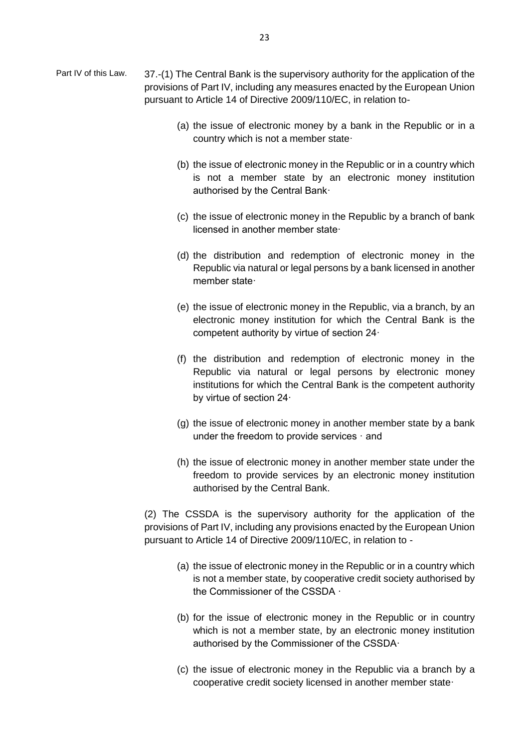Part IV of this Law.

37.-(1) The Central Bank is the supervisory authority for the application of the provisions of Part IV, including any measures enacted by the European Union pursuant to Article 14 of Directive 2009/110/EC, in relation to-

(a) the issue of electronic money by a bank in the Republic or in a country which is not a member state·

(b) the issue of electronic money in the Republic or in a country which is not a member state by an electronic money institution authorised by the Central Bank·

(c) the issue of electronic money in the Republic by a branch of bank licensed in another member state·

(d) the distribution and redemption of electronic money in the Republic via natural or legal persons by a bank licensed in another member state·

(e) the issue of electronic money in the Republic, via a branch, by an electronic money institution for which the Central Bank is the competent authority by virtue of section 24·

(f) the distribution and redemption of electronic money in the Republic via natural or legal persons by electronic money institutions for which the Central Bank is the competent authority by virtue of section 24·

(g) the issue of electronic money in another member state by a bank under the freedom to provide services · and

(h) the issue of electronic money in another member state under the freedom to provide services by an electronic money institution authorised by the Central Bank.

(2) The CSSDA is the supervisory authority for the application of the provisions of Part IV, including any provisions enacted by the European Union pursuant to Article 14 of Directive 2009/110/EC, in relation to -

(a) the issue of electronic money in the Republic or in a country which is not a member state, by cooperative credit society authorised by the Commissioner of the CSSDA ·

(b) for the issue of electronic money in the Republic or in country which is not a member state, by an electronic money institution authorised by the Commissioner of the CSSDA·

(c) the issue of electronic money in the Republic via a branch by a cooperative credit society licensed in another member state·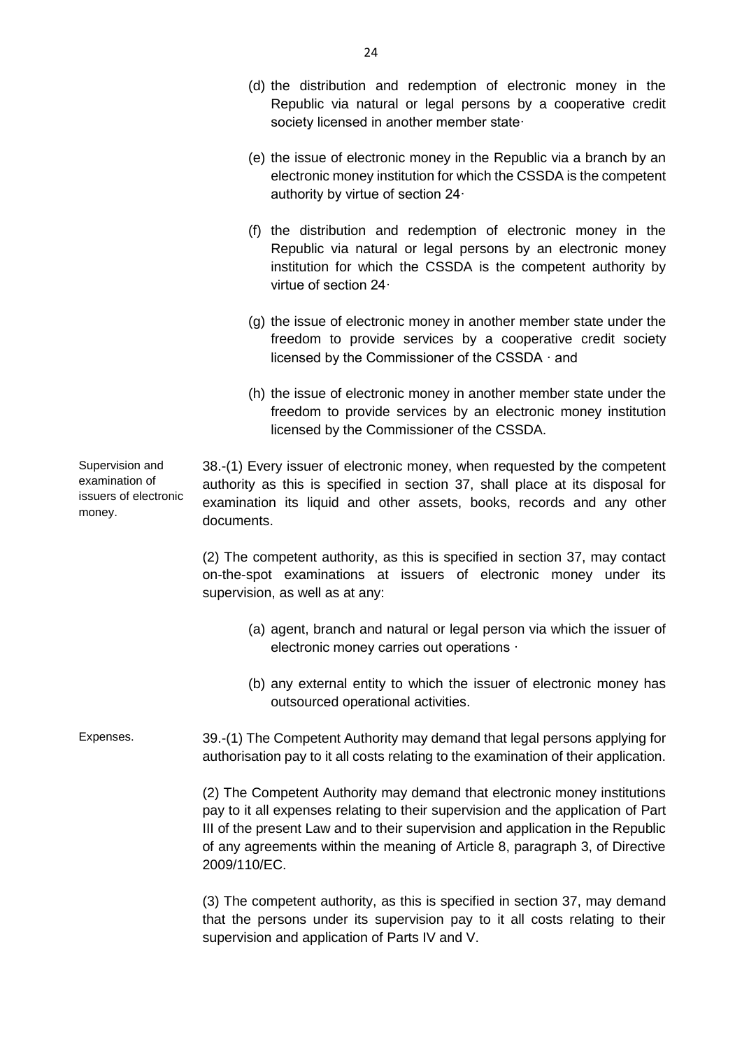(d) the distribution and redemption of electronic money in the Republic via natural or legal persons by a cooperative credit society licensed in another member state·

(e) the issue of electronic money in the Republic via a branch by an electronic money institution for which the CSSDA is the competent authority by virtue of section 24·

(f) the distribution and redemption of electronic money in the Republic via natural or legal persons by an electronic money institution for which the CSSDA is the competent authority by virtue of section 24·

(g) the issue of electronic money in another member state under the freedom to provide services by a cooperative credit society licensed by the Commissioner of the CSSDA · and

(h) the issue of electronic money in another member state under the freedom to provide services by an electronic money institution licensed by the Commissioner of the CSSDA.

Supervision and examination of issuers of electronic money.

38.-(1) Every issuer of electronic money, when requested by the competent authority as this is specified in section 37, shall place at its disposal for examination its liquid and other assets, books, records and any other documents.

(2) The competent authority, as this is specified in section 37, may contact on-the-spot examinations at issuers of electronic money under its supervision, as well as at any:

(a) agent, branch and natural or legal person via which the issuer of electronic money carries out operations ·

(b) any external entity to which the issuer of electronic money has outsourced operational activities.

Expenses.

39.-(1) The Competent Authority may demand that legal persons applying for authorisation pay to it all costs relating to the examination of their application.

(2) The Competent Authority may demand that electronic money institutions pay to it all expenses relating to their supervision and the application of Part III of the present Law and to their supervision and application in the Republic of any agreements within the meaning of Article 8, paragraph 3, of Directive 2009/110/EC.

(3) The competent authority, as this is specified in section 37, may demand that the persons under its supervision pay to it all costs relating to their supervision and application of Parts IV and V.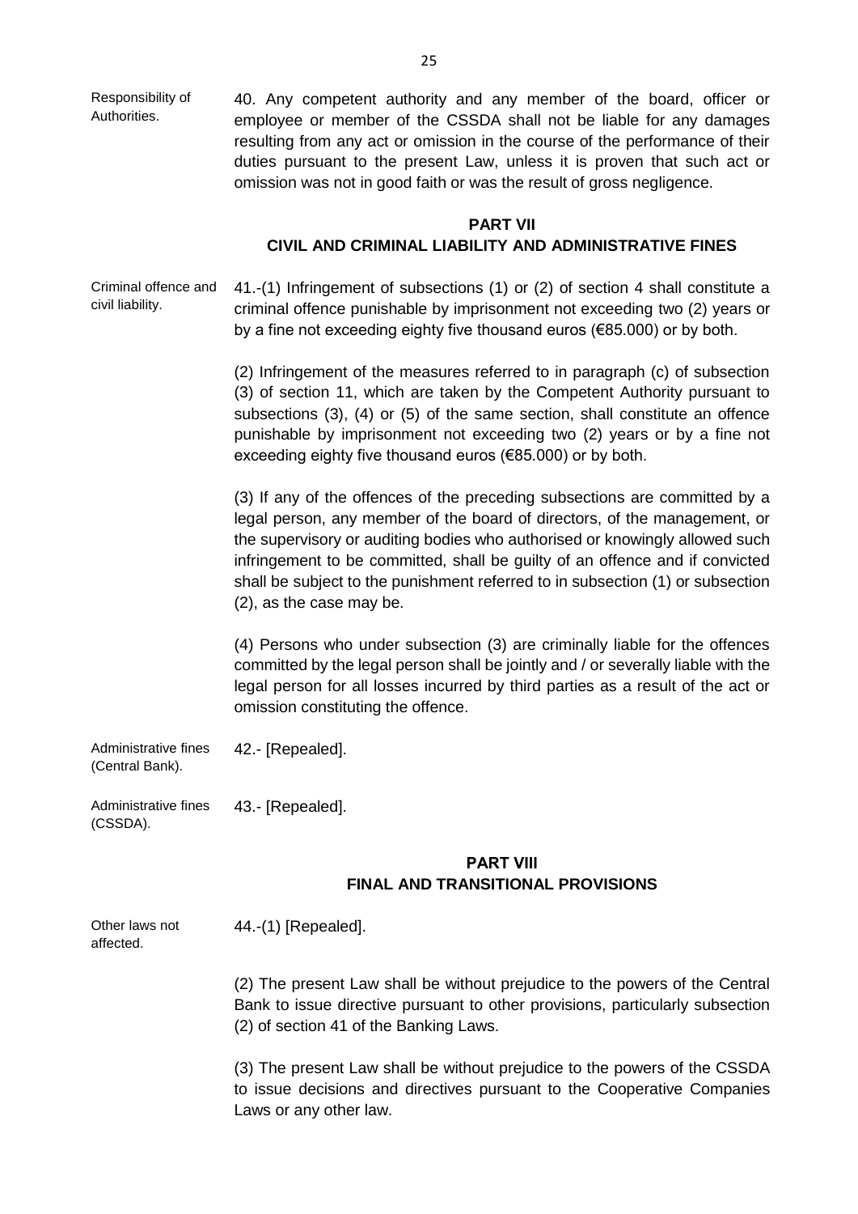Responsibility of Authorities.

40. Any competent authority and any member of the board, officer or employee or member of the CSSDA shall not be liable for any damages resulting from any act or omission in the course of the performance of their duties pursuant to the present Law, unless it is proven that such act or omission was not in good faith or was the result of gross negligence.

## PART VII
## CIVIL AND CRIMINAL LIABILITY AND ADMINISTRATIVE FINES

Criminal offence and civil liability.

41.-(1) Infringement of subsections (1) or (2) of section 4 shall constitute a criminal offence punishable by imprisonment not exceeding two (2) years or by a fine not exceeding eighty five thousand euros (€85.000) or by both.

(2) Infringement of the measures referred to in paragraph (c) of subsection (3) of section 11, which are taken by the Competent Authority pursuant to subsections (3), (4) or (5) of the same section, shall constitute an offence punishable by imprisonment not exceeding two (2) years or by a fine not exceeding eighty five thousand euros (€85.000) or by both.

(3) If any of the offences of the preceding subsections are committed by a legal person, any member of the board of directors, of the management, or the supervisory or auditing bodies who authorised or knowingly allowed such infringement to be committed, shall be guilty of an offence and if convicted shall be subject to the punishment referred to in subsection (1) or subsection (2), as the case may be.

(4) Persons who under subsection (3) are criminally liable for the offences committed by the legal person shall be jointly and / or severally liable with the legal person for all losses incurred by third parties as a result of the act or omission constituting the offence.

Administrative fines (Central Bank).

42.- [Repealed].

Administrative fines (CSSDA).

43.- [Repealed].

## PART VIII
## FINAL AND TRANSITIONAL PROVISIONS

Other laws not affected.

44.-(1) [Repealed].

(2) The present Law shall be without prejudice to the powers of the Central Bank to issue directive pursuant to other provisions, particularly subsection (2) of section 41 of the Banking Laws.

(3) The present Law shall be without prejudice to the powers of the CSSDA to issue decisions and directives pursuant to the Cooperative Companies Laws or any other law.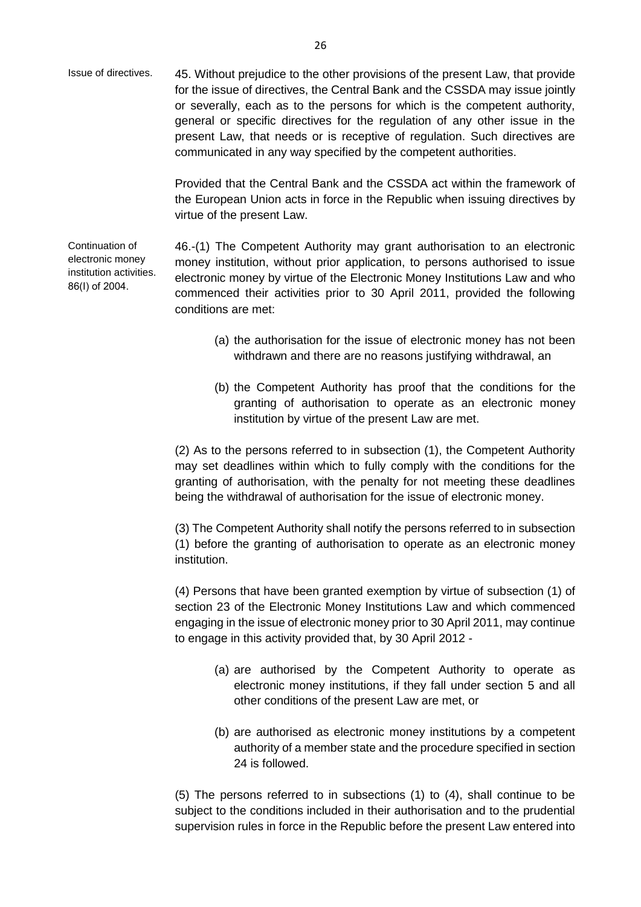Issue of directives.

45. Without prejudice to the other provisions of the present Law, that provide for the issue of directives, the Central Bank and the CSSDA may issue jointly or severally, each as to the persons for which is the competent authority, general or specific directives for the regulation of any other issue in the present Law, that needs or is receptive of regulation. Such directives are communicated in any way specified by the competent authorities.

Provided that the Central Bank and the CSSDA act within the framework of the European Union acts in force in the Republic when issuing directives by virtue of the present Law.

Continuation of electronic money institution activities. 86(I) of 2004.

46.-(1) The Competent Authority may grant authorisation to an electronic money institution, without prior application, to persons authorised to issue electronic money by virtue of the Electronic Money Institutions Law and who commenced their activities prior to 30 April 2011, provided the following conditions are met:

(a) the authorisation for the issue of electronic money has not been withdrawn and there are no reasons justifying withdrawal, an

(b) the Competent Authority has proof that the conditions for the granting of authorisation to operate as an electronic money institution by virtue of the present Law are met.

(2) As to the persons referred to in subsection (1), the Competent Authority may set deadlines within which to fully comply with the conditions for the granting of authorisation, with the penalty for not meeting these deadlines being the withdrawal of authorisation for the issue of electronic money.

(3) The Competent Authority shall notify the persons referred to in subsection (1) before the granting of authorisation to operate as an electronic money institution.

(4) Persons that have been granted exemption by virtue of subsection (1) of section 23 of the Electronic Money Institutions Law and which commenced engaging in the issue of electronic money prior to 30 April 2011, may continue to engage in this activity provided that, by 30 April 2012 -

(a) are authorised by the Competent Authority to operate as electronic money institutions, if they fall under section 5 and all other conditions of the present Law are met, or

(b) are authorised as electronic money institutions by a competent authority of a member state and the procedure specified in section 24 is followed.

(5) The persons referred to in subsections (1) to (4), shall continue to be subject to the conditions included in their authorisation and to the prudential supervision rules in force in the Republic before the present Law entered into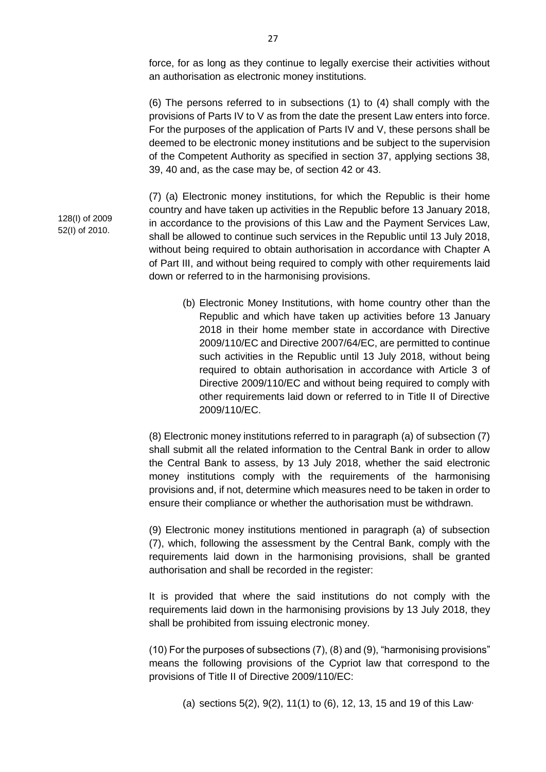force, for as long as they continue to legally exercise their activities without an authorisation as electronic money institutions.

(6) The persons referred to in subsections (1) to (4) shall comply with the provisions of Parts IV to V as from the date the present Law enters into force. For the purposes of the application of Parts IV and V, these persons shall be deemed to be electronic money institutions and be subject to the supervision of the Competent Authority as specified in section 37, applying sections 38, 39, 40 and, as the case may be, of section 42 or 43.

128(I) of 2009
52(I) of 2010.

(7) (a) Electronic money institutions, for which the Republic is their home country and have taken up activities in the Republic before 13 January 2018, in accordance to the provisions of this Law and the Payment Services Law, shall be allowed to continue such services in the Republic until 13 July 2018, without being required to obtain authorisation in accordance with Chapter A of Part III, and without being required to comply with other requirements laid down or referred to in the harmonising provisions.

(b) Electronic Money Institutions, with home country other than the Republic and which have taken up activities before 13 January 2018 in their home member state in accordance with Directive 2009/110/EC and Directive 2007/64/EC, are permitted to continue such activities in the Republic until 13 July 2018, without being required to obtain authorisation in accordance with Article 3 of Directive 2009/110/EC and without being required to comply with other requirements laid down or referred to in Title II of Directive 2009/110/EC.

(8) Electronic money institutions referred to in paragraph (a) of subsection (7) shall submit all the related information to the Central Bank in order to allow the Central Bank to assess, by 13 July 2018, whether the said electronic money institutions comply with the requirements of the harmonising provisions and, if not, determine which measures need to be taken in order to ensure their compliance or whether the authorisation must be withdrawn.

(9) Electronic money institutions mentioned in paragraph (a) of subsection (7), which, following the assessment by the Central Bank, comply with the requirements laid down in the harmonising provisions, shall be granted authorisation and shall be recorded in the register:

It is provided that where the said institutions do not comply with the requirements laid down in the harmonising provisions by 13 July 2018, they shall be prohibited from issuing electronic money.

(10) For the purposes of subsections (7), (8) and (9), "harmonising provisions" means the following provisions of the Cypriot law that correspond to the provisions of Title II of Directive 2009/110/EC:

(a) sections 5(2), 9(2), 11(1) to (6), 12, 13, 15 and 19 of this Law·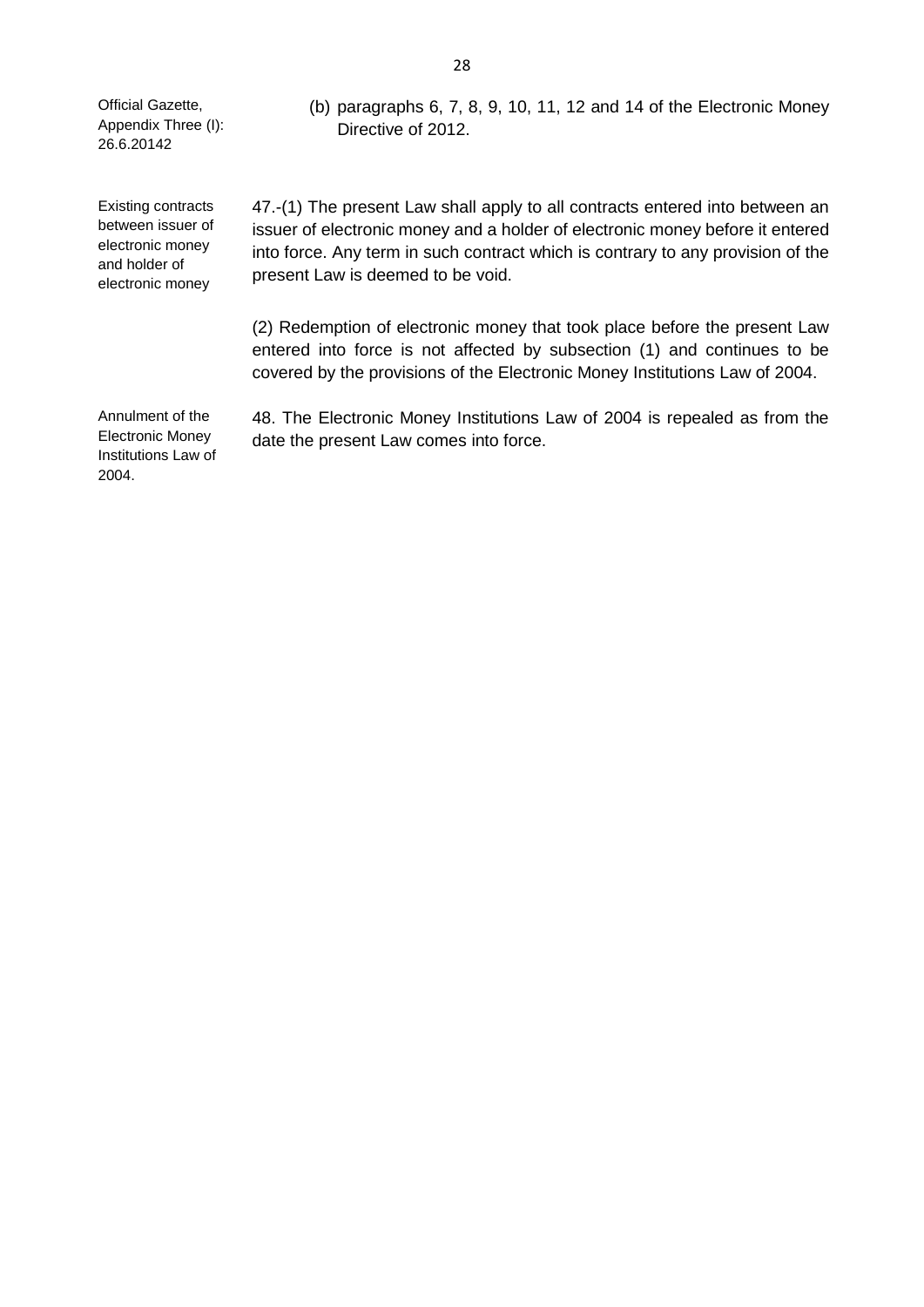Official Gazette, Appendix Three (I): 26.6.20142

(b) paragraphs 6, 7, 8, 9, 10, 11, 12 and 14 of the Electronic Money Directive of 2012.

Existing contracts between issuer of electronic money and holder of electronic money

47.-(1) The present Law shall apply to all contracts entered into between an issuer of electronic money and a holder of electronic money before it entered into force. Any term in such contract which is contrary to any provision of the present Law is deemed to be void.

(2) Redemption of electronic money that took place before the present Law entered into force is not affected by subsection (1) and continues to be covered by the provisions of the Electronic Money Institutions Law of 2004.

Annulment of the Electronic Money Institutions Law of 2004.

48. The Electronic Money Institutions Law of 2004 is repealed as from the date the present Law comes into force.